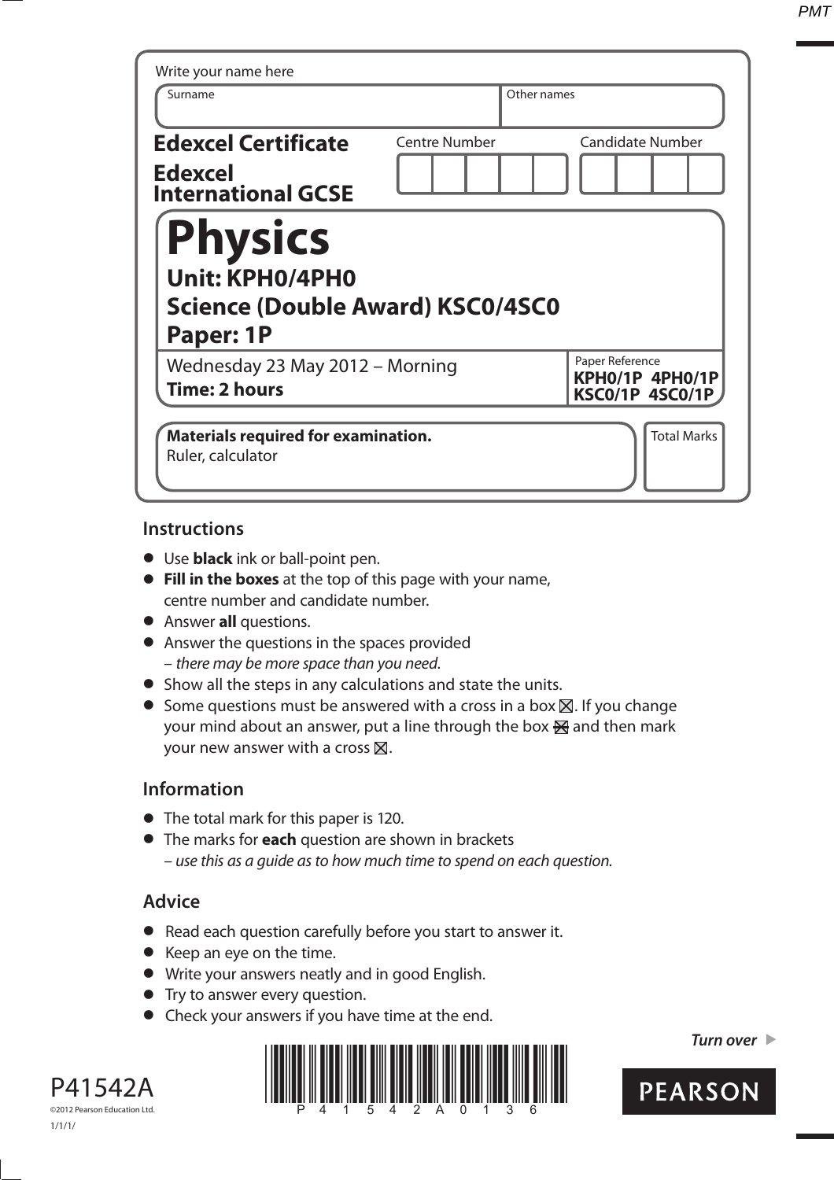Write your name here

| Surname | Other names |
|---|---|
| | |

**Edexcel Certificate**

**Edexcel International GCSE**

| Centre Number | Candidate Number |
|---|---|
| | |

# Physics

## Unit: KPH0/4PH0

## Science (Double Award) KSC0/4SC0

## Paper: 1P

Wednesday 23 May 2012 – Morning

**Time: 2 hours**

Paper Reference

**KPH0/1P 4PH0/1P**
**KSC0/1P 4SC0/1P**

**Materials required for examination.**
Ruler, calculator

Total Marks

## Instructions

- Use **black** ink or ball-point pen.
- **Fill in the boxes** at the top of this page with your name, centre number and candidate number.
- Answer **all** questions.
- Answer the questions in the spaces provided
  – *there may be more space than you need.*
- Show all the steps in any calculations and state the units.
- Some questions must be answered with a cross in a box ☒. If you change your mind about an answer, put a line through the box ☒ and then mark your new answer with a cross ☒.

## Information

- The total mark for this paper is 120.
- The marks for **each** question are shown in brackets
  – *use this as a guide as to how much time to spend on each question.*

## Advice

- Read each question carefully before you start to answer it.
- Keep an eye on the time.
- Write your answers neatly and in good English.
- Try to answer every question.
- Check your answers if you have time at the end.

*Turn over* ▶

P41542A

©2012 Pearson Education Ltd.

1/1/1/

P 4 1 5 4 2 A 0 1 3 6

PEARSON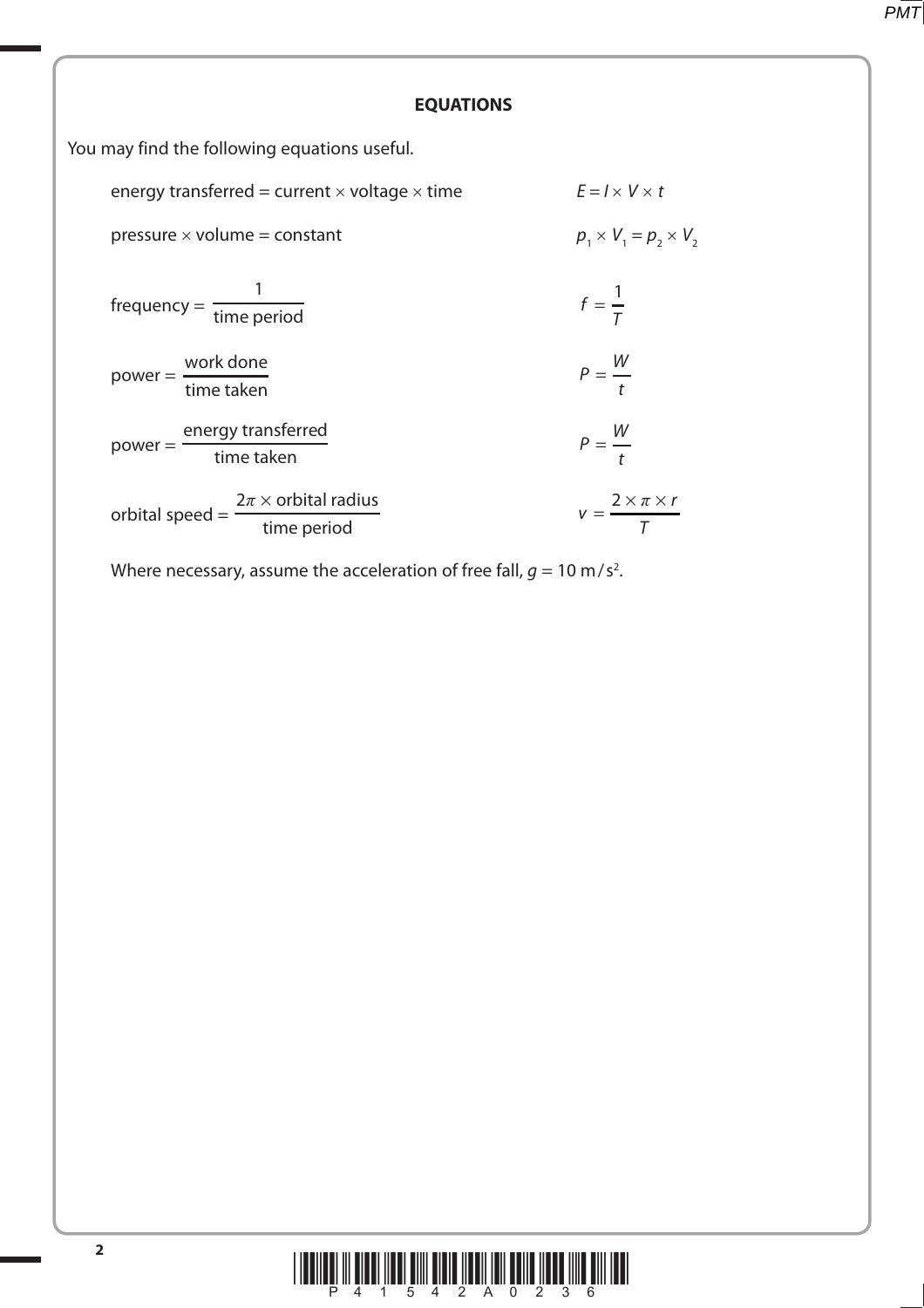## EQUATIONS

You may find the following equations useful.

| | |
|---|---|
| energy transferred = current × voltage × time | $E = I \times V \times t$ |
| pressure × volume = constant | $p_1 \times V_1 = p_2 \times V_2$ |
| $\text{frequency} = \dfrac{1}{\text{time period}}$ | $f = \dfrac{1}{T}$ |
| $\text{power} = \dfrac{\text{work done}}{\text{time taken}}$ | $P = \dfrac{W}{t}$ |
| $\text{power} = \dfrac{\text{energy transferred}}{\text{time taken}}$ | $P = \dfrac{W}{t}$ |
| $\text{orbital speed} = \dfrac{2\pi \times \text{orbital radius}}{\text{time period}}$ | $v = \dfrac{2 \times \pi \times r}{T}$ |

Where necessary, assume the acceleration of free fall, $g = 10\ \text{m/s}^2$.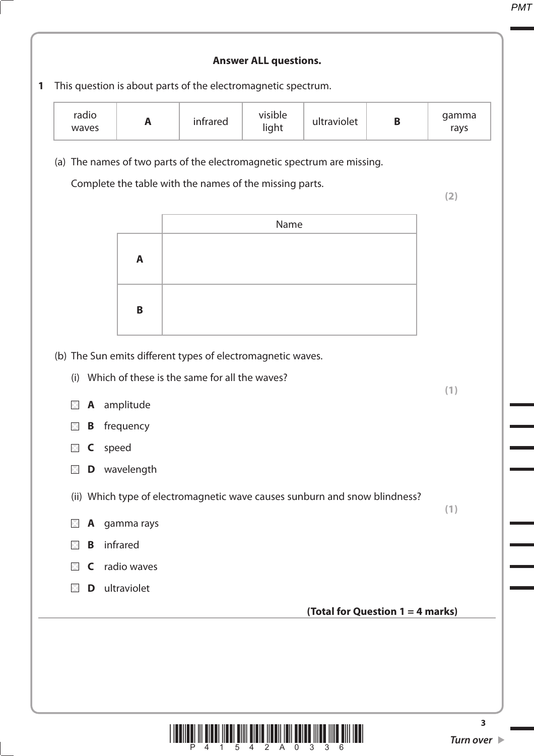**Answer ALL questions.**

**1** This question is about parts of the electromagnetic spectrum.

| radio waves | **A** | infrared | visible light | ultraviolet | **B** | gamma rays |
|---|---|---|---|---|---|---|

(a) The names of two parts of the electromagnetic spectrum are missing.

Complete the table with the names of the missing parts.

**(2)**

| | Name |
|---|---|
| **A** | |
| **B** | |

(b) The Sun emits different types of electromagnetic waves.

(i) Which of these is the same for all the waves?

**(1)**

- ☒ **A** amplitude
- ☒ **B** frequency
- ☒ **C** speed
- ☒ **D** wavelength

(ii) Which type of electromagnetic wave causes sunburn and snow blindness?

**(1)**

- ☒ **A** gamma rays
- ☒ **B** infrared
- ☒ **C** radio waves
- ☒ **D** ultraviolet

**(Total for Question 1 = 4 marks)**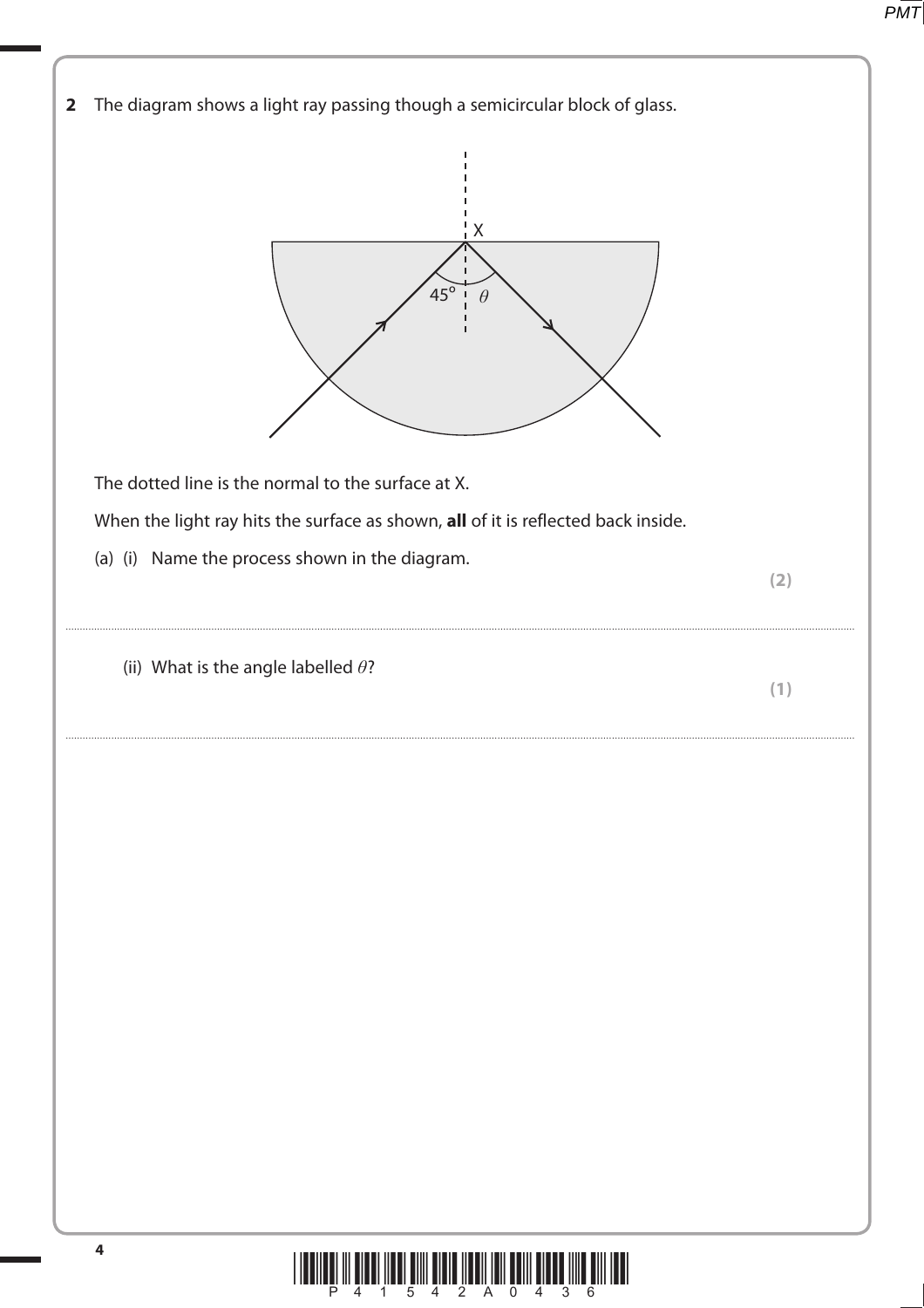**2** The diagram shows a light ray passing though a semicircular block of glass.

The dotted line is the normal to the surface at X.

When the light ray hits the surface as shown, **all** of it is reflected back inside.

(a) (i) Name the process shown in the diagram.

**(2)**

.....................................................................................................................................................................................................................................................................................

(ii) What is the angle labelled $\theta$?

**(1)**

.....................................................................................................................................................................................................................................................................................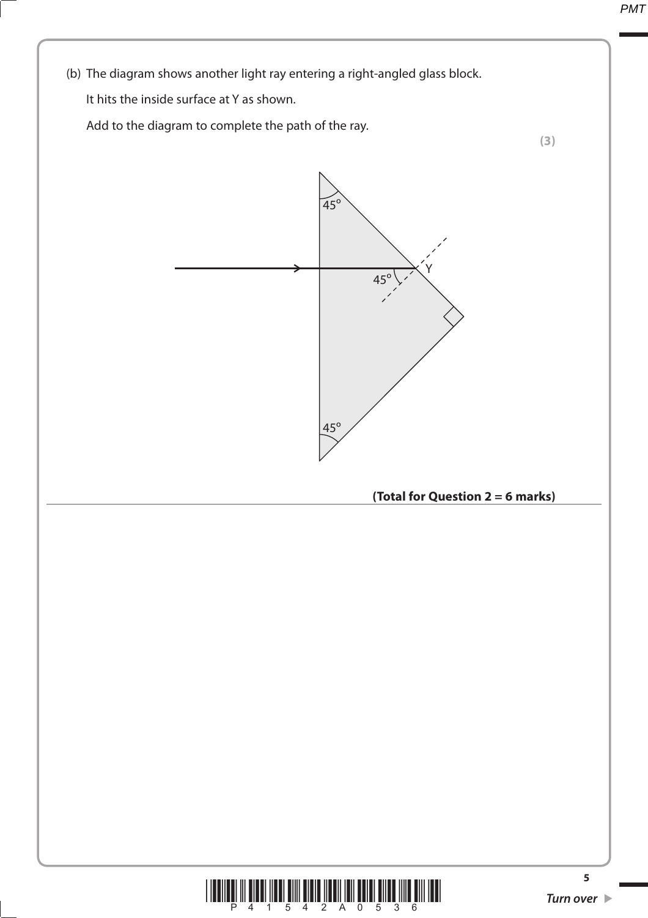(b) The diagram shows another light ray entering a right-angled glass block.

It hits the inside surface at Y as shown.

Add to the diagram to complete the path of the ray.

**(3)**

45°

45° Y

45°

**(Total for Question 2 = 6 marks)**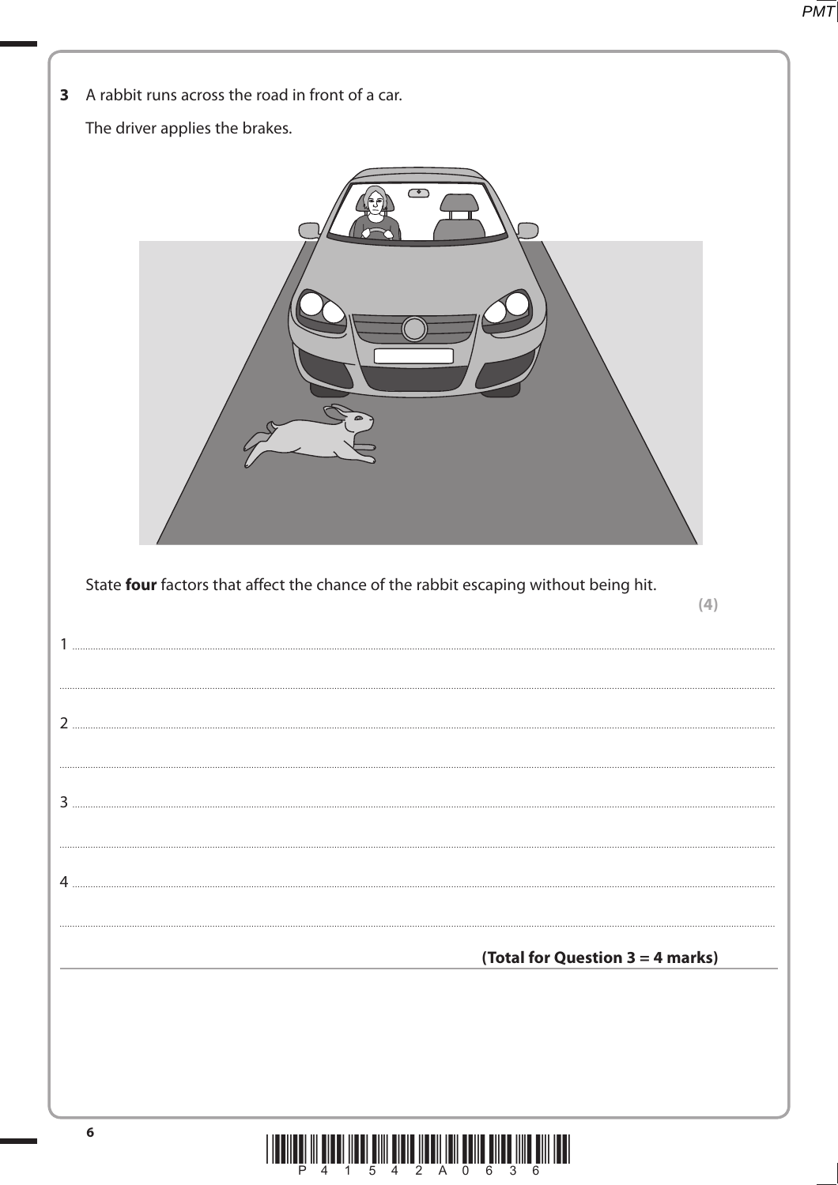**3** A rabbit runs across the road in front of a car.

The driver applies the brakes.

State **four** factors that affect the chance of the rabbit escaping without being hit.

**(4)**

1 ..............................................................................................................................................

..............................................................................................................................................

2 ..............................................................................................................................................

..............................................................................................................................................

3 ..............................................................................................................................................

..............................................................................................................................................

4 ..............................................................................................................................................

..............................................................................................................................................

**(Total for Question 3 = 4 marks)**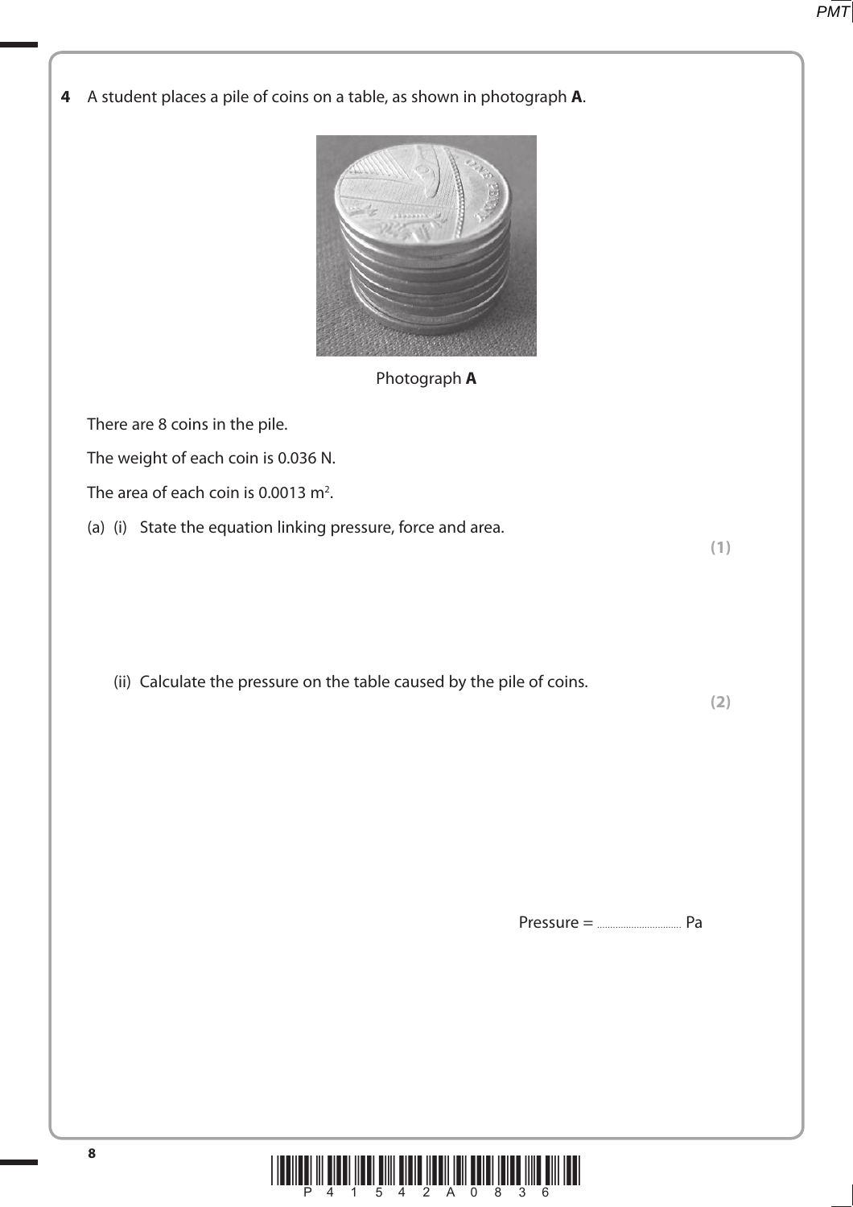**4** A student places a pile of coins on a table, as shown in photograph **A**.

Photograph **A**

There are 8 coins in the pile.

The weight of each coin is 0.036 N.

The area of each coin is 0.0013 $m^2$.

(a) (i) State the equation linking pressure, force and area.

**(1)**

(ii) Calculate the pressure on the table caused by the pile of coins.

**(2)**

Pressure = .............................. Pa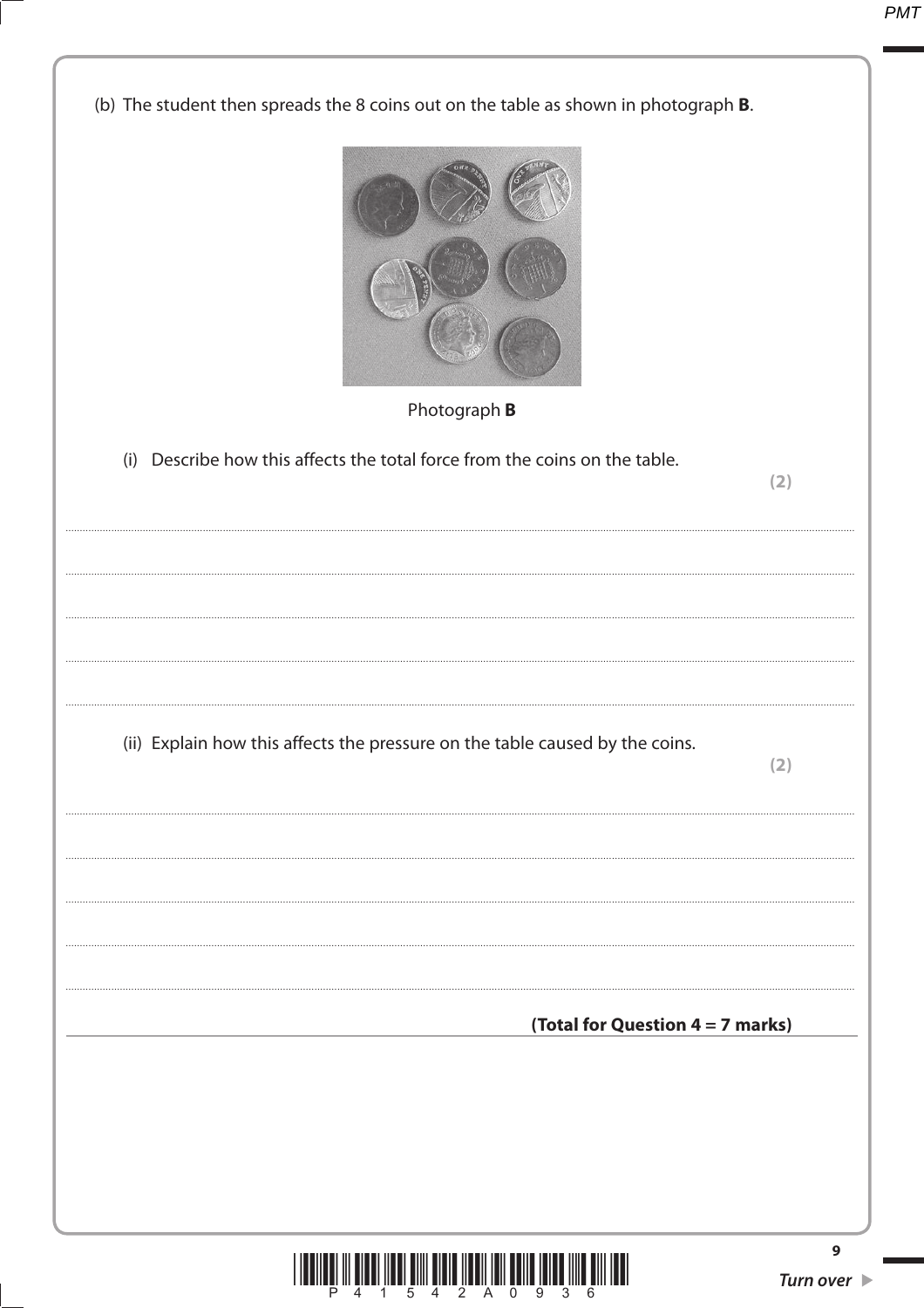(b) The student then spreads the 8 coins out on the table as shown in photograph **B**.

Photograph **B**

(i) Describe how this affects the total force from the coins on the table.

**(2)**

..............................................................................................................................................

..............................................................................................................................................

..............................................................................................................................................

..............................................................................................................................................

(ii) Explain how this affects the pressure on the table caused by the coins.

**(2)**

..............................................................................................................................................

..............................................................................................................................................

..............................................................................................................................................

..............................................................................................................................................

..............................................................................................................................................

**(Total for Question 4 = 7 marks)**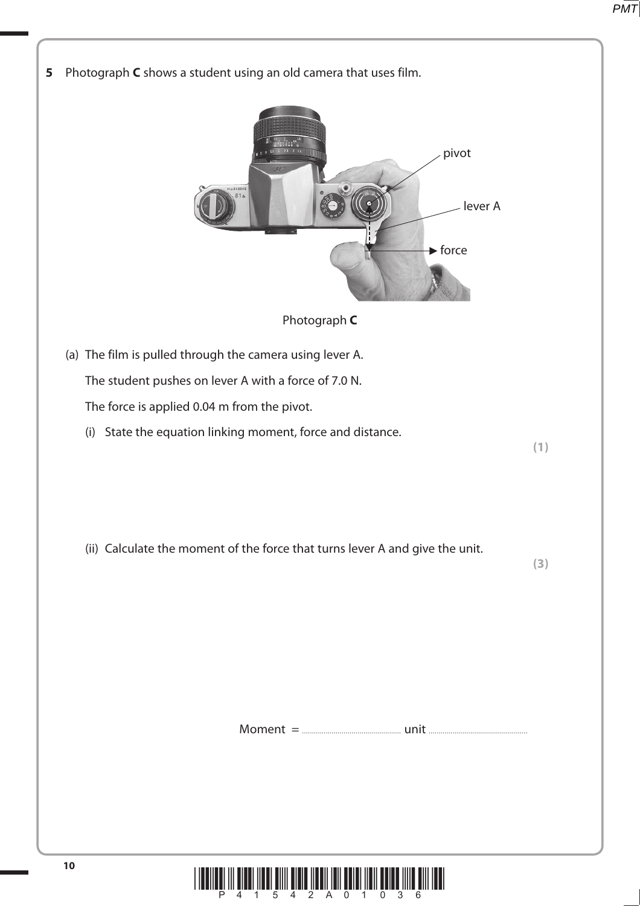**5** Photograph **C** shows a student using an old camera that uses film.

Photograph **C**

(a) The film is pulled through the camera using lever A.

The student pushes on lever A with a force of 7.0 N.

The force is applied 0.04 m from the pivot.

(i) State the equation linking moment, force and distance. **(1)**

(ii) Calculate the moment of the force that turns lever A and give the unit. **(3)**

Moment = .................................................. unit ..................................................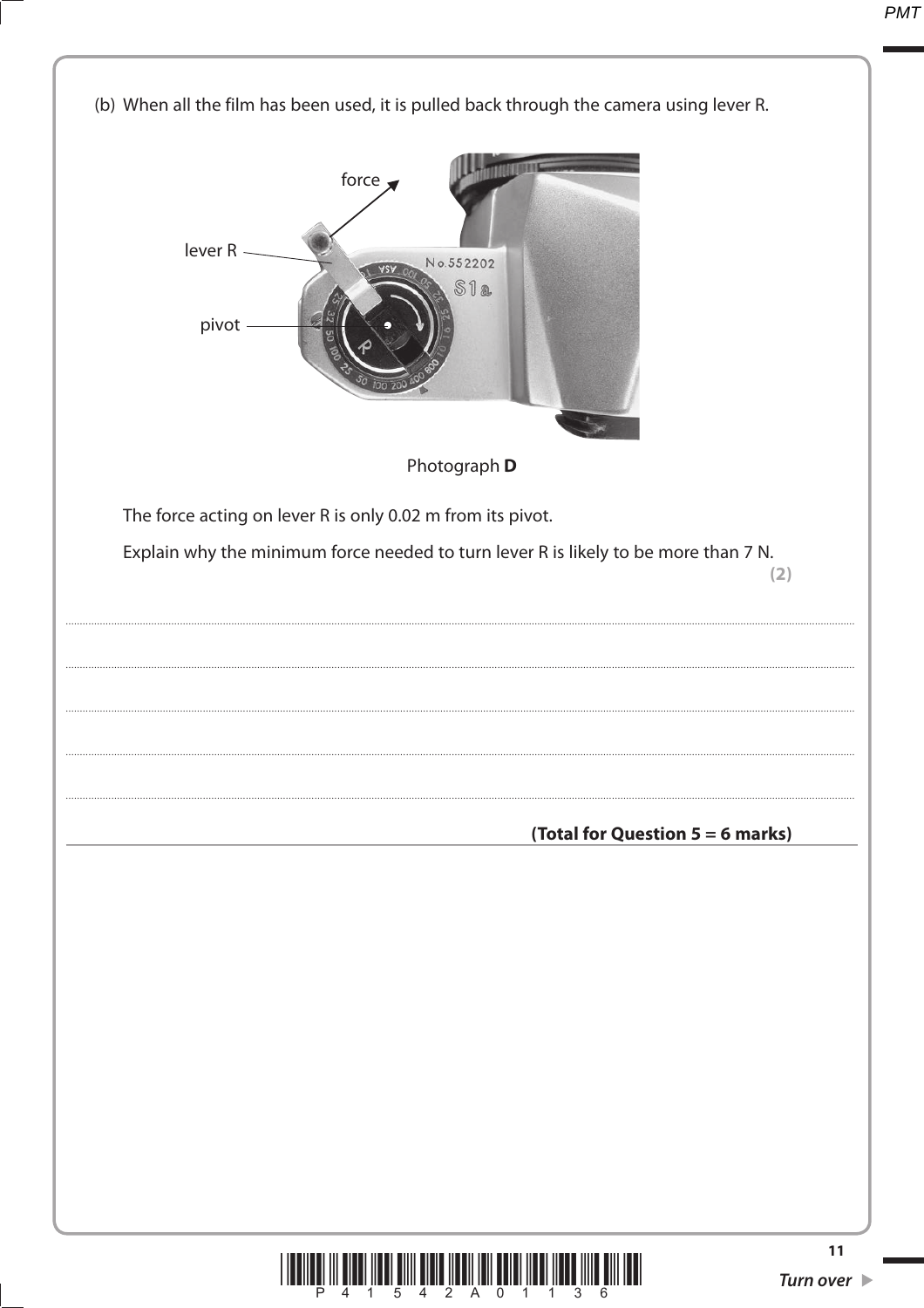(b) When all the film has been used, it is pulled back through the camera using lever R.

Photograph **D**

The force acting on lever R is only 0.02 m from its pivot.

Explain why the minimum force needed to turn lever R is likely to be more than 7 N.

**(2)**

....................................................................................................................................................................................

....................................................................................................................................................................................

....................................................................................................................................................................................

....................................................................................................................................................................................

....................................................................................................................................................................................

**(Total for Question 5 = 6 marks)**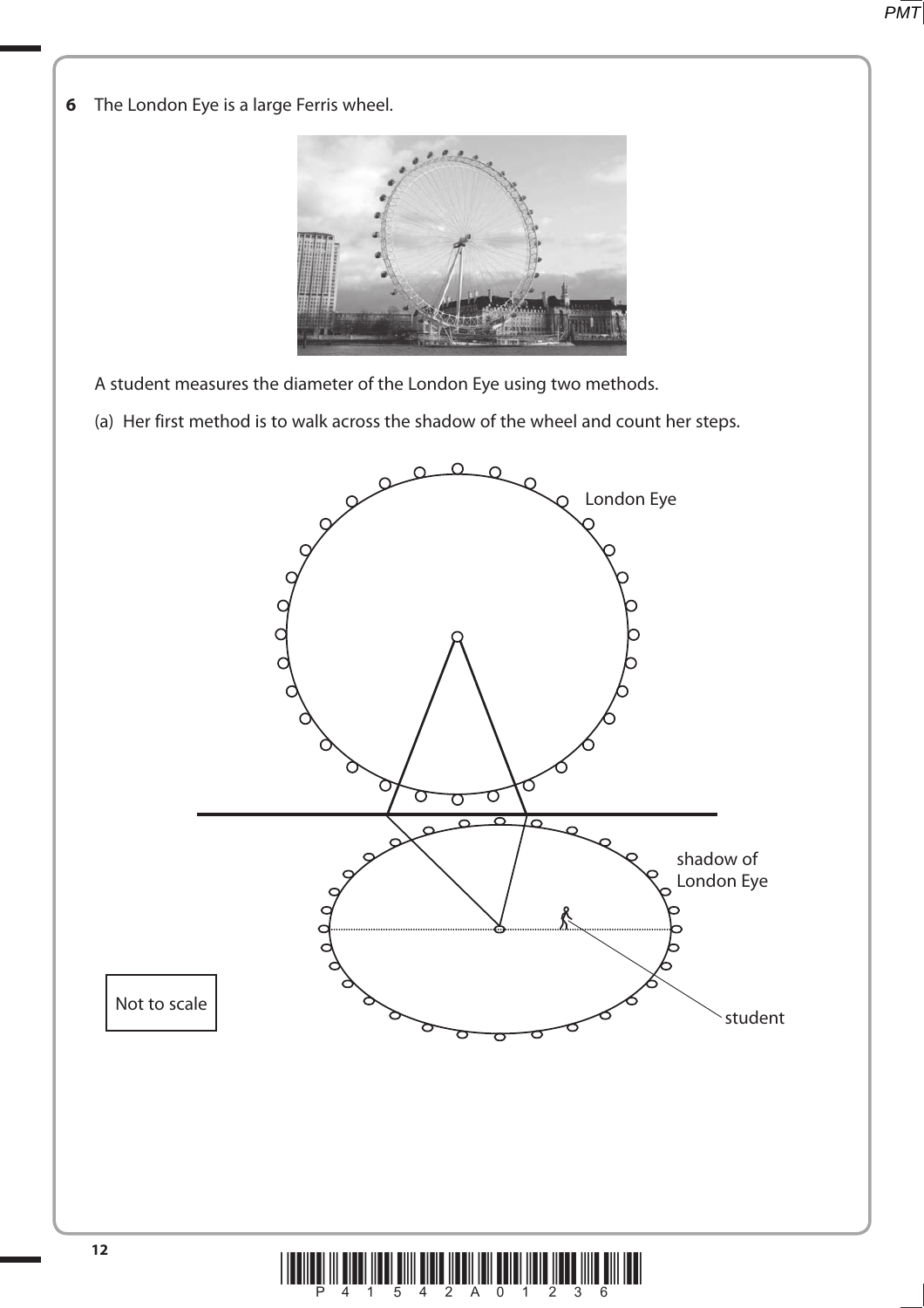**6** The London Eye is a large Ferris wheel.

A student measures the diameter of the London Eye using two methods.

(a) Her first method is to walk across the shadow of the wheel and count her steps.

London Eye

shadow of London Eye

student

Not to scale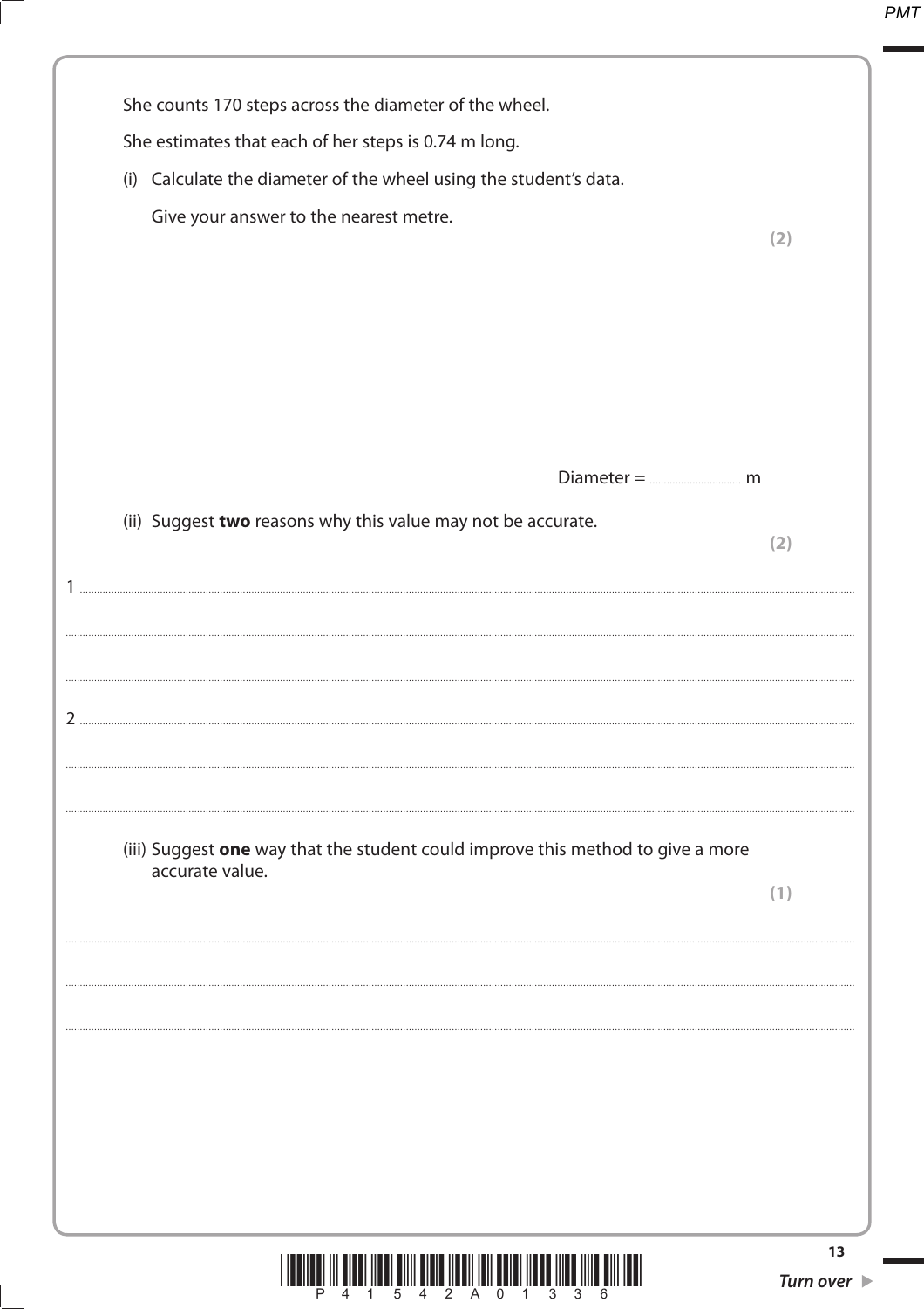She counts 170 steps across the diameter of the wheel.

She estimates that each of her steps is 0.74 m long.

(i) Calculate the diameter of the wheel using the student's data.

Give your answer to the nearest metre.

**(2)**

Diameter = .............................. m

(ii) Suggest **two** reasons why this value may not be accurate.

**(2)**

1 ..............................................................................................................................................

..............................................................................................................................................

..............................................................................................................................................

2 ..............................................................................................................................................

..............................................................................................................................................

..............................................................................................................................................

(iii) Suggest **one** way that the student could improve this method to give a more accurate value.

**(1)**

..............................................................................................................................................

..............................................................................................................................................

..............................................................................................................................................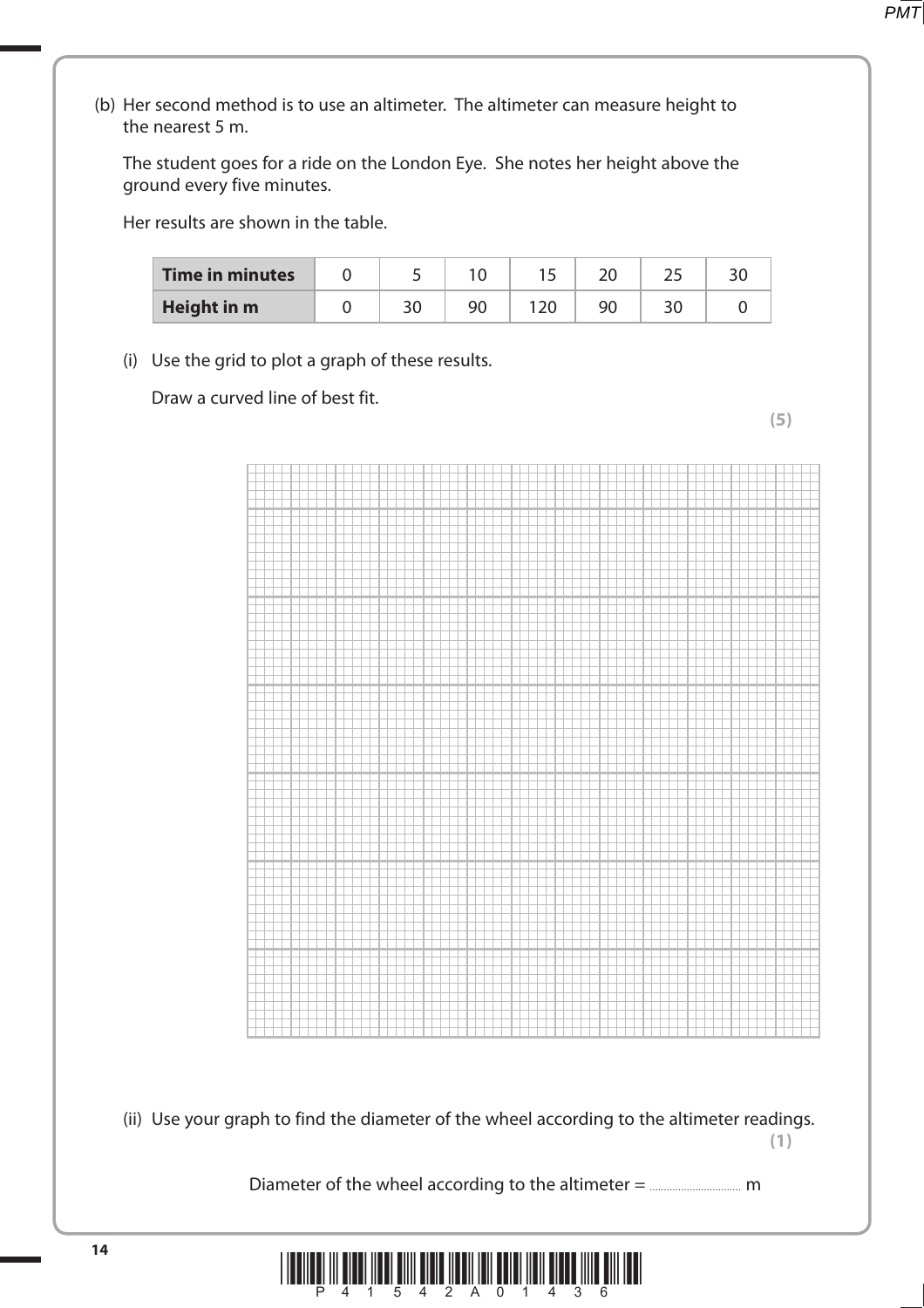(b) Her second method is to use an altimeter. The altimeter can measure height to the nearest 5 m.

The student goes for a ride on the London Eye. She notes her height above the ground every five minutes.

Her results are shown in the table.

| **Time in minutes** | 0 | 5 | 10 | 15 | 20 | 25 | 30 |
|---|---|---|---|---|---|---|---|
| **Height in m** | 0 | 30 | 90 | 120 | 90 | 30 | 0 |

(i) Use the grid to plot a graph of these results.

Draw a curved line of best fit.

**(5)**

(ii) Use your graph to find the diameter of the wheel according to the altimeter readings.

**(1)**

Diameter of the wheel according to the altimeter = .................................. m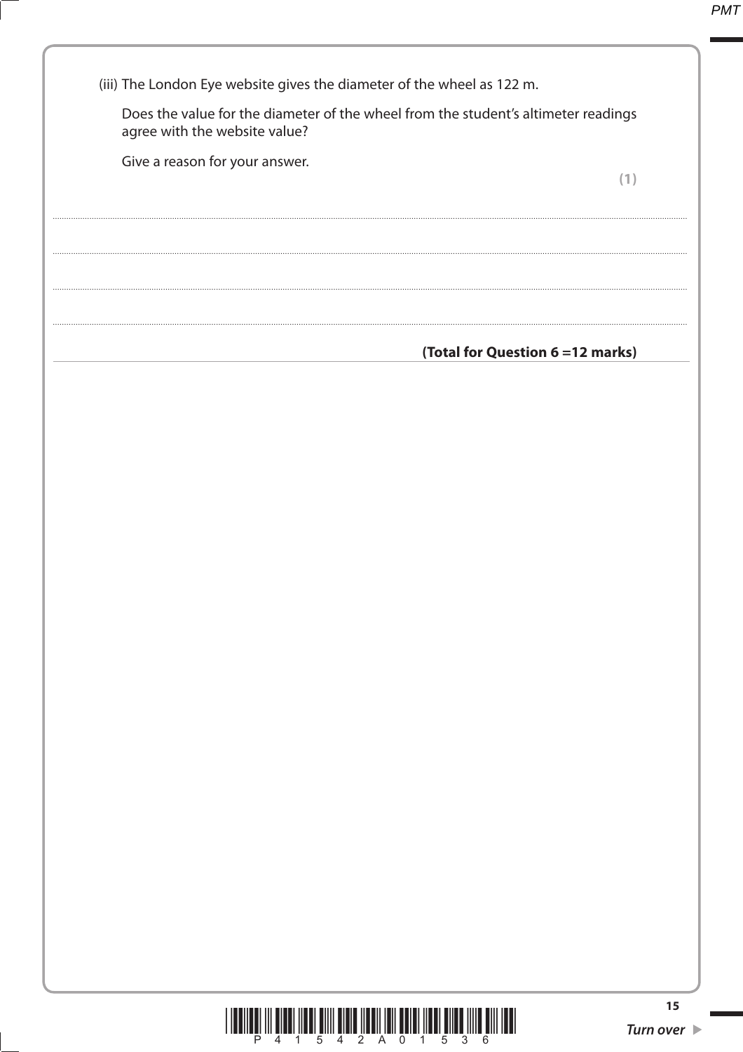(iii) The London Eye website gives the diameter of the wheel as 122 m.

Does the value for the diameter of the wheel from the student's altimeter readings agree with the website value?

Give a reason for your answer.

**(1)**

.......................................................................................................................................................................................

.......................................................................................................................................................................................

.......................................................................................................................................................................................

.......................................................................................................................................................................................

**(Total for Question 6 =12 marks)**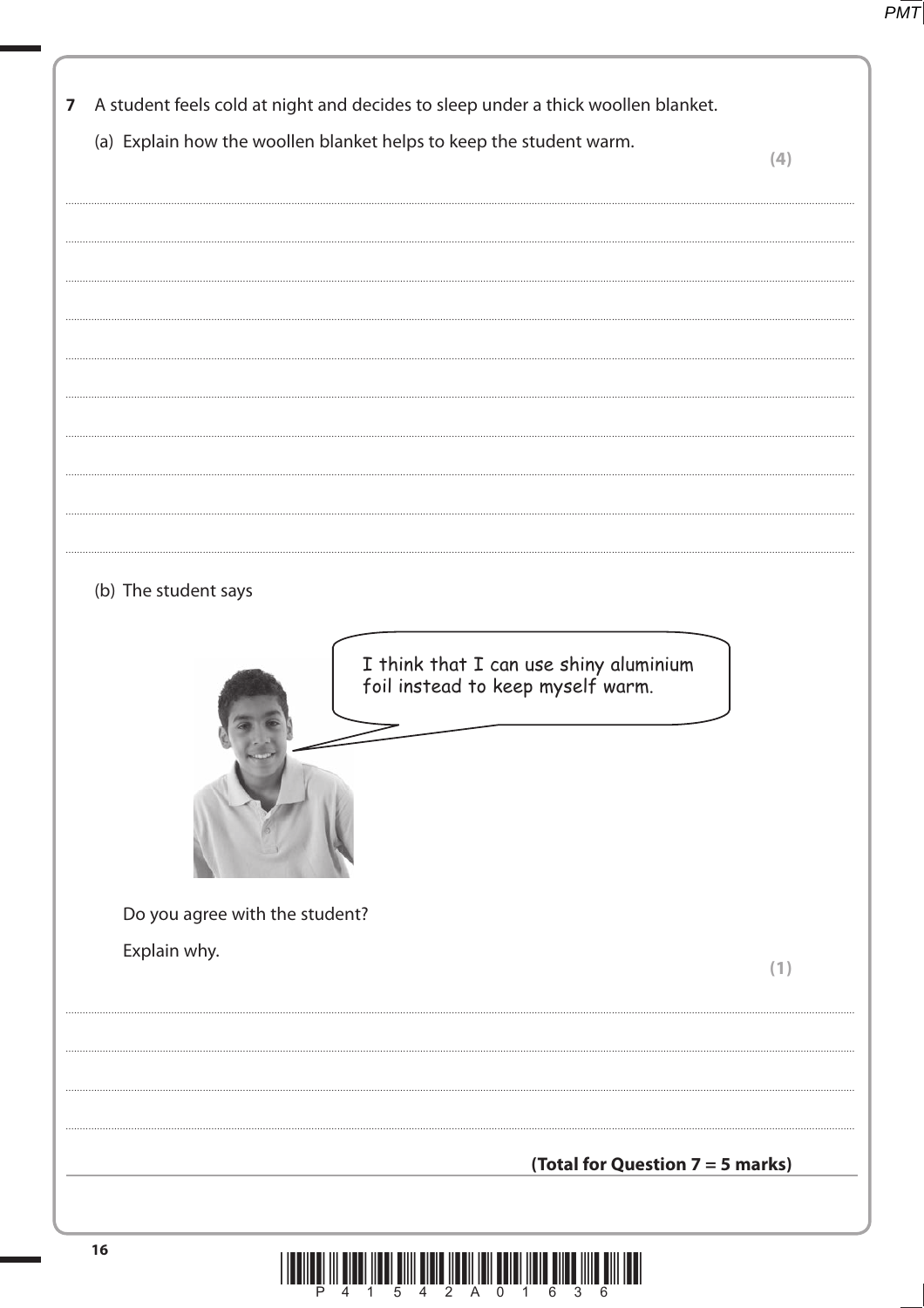**7** A student feels cold at night and decides to sleep under a thick woollen blanket.

(a) Explain how the woollen blanket helps to keep the student warm. **(4)**

.......................................................................................................................................................................................

.......................................................................................................................................................................................

.......................................................................................................................................................................................

.......................................................................................................................................................................................

.......................................................................................................................................................................................

.......................................................................................................................................................................................

.......................................................................................................................................................................................

.......................................................................................................................................................................................

.......................................................................................................................................................................................

(b) The student says

I think that I can use shiny aluminium foil instead to keep myself warm.

Do you agree with the student?

Explain why. **(1)**

.......................................................................................................................................................................................

.......................................................................................................................................................................................

.......................................................................................................................................................................................

.......................................................................................................................................................................................

**(Total for Question 7 = 5 marks)**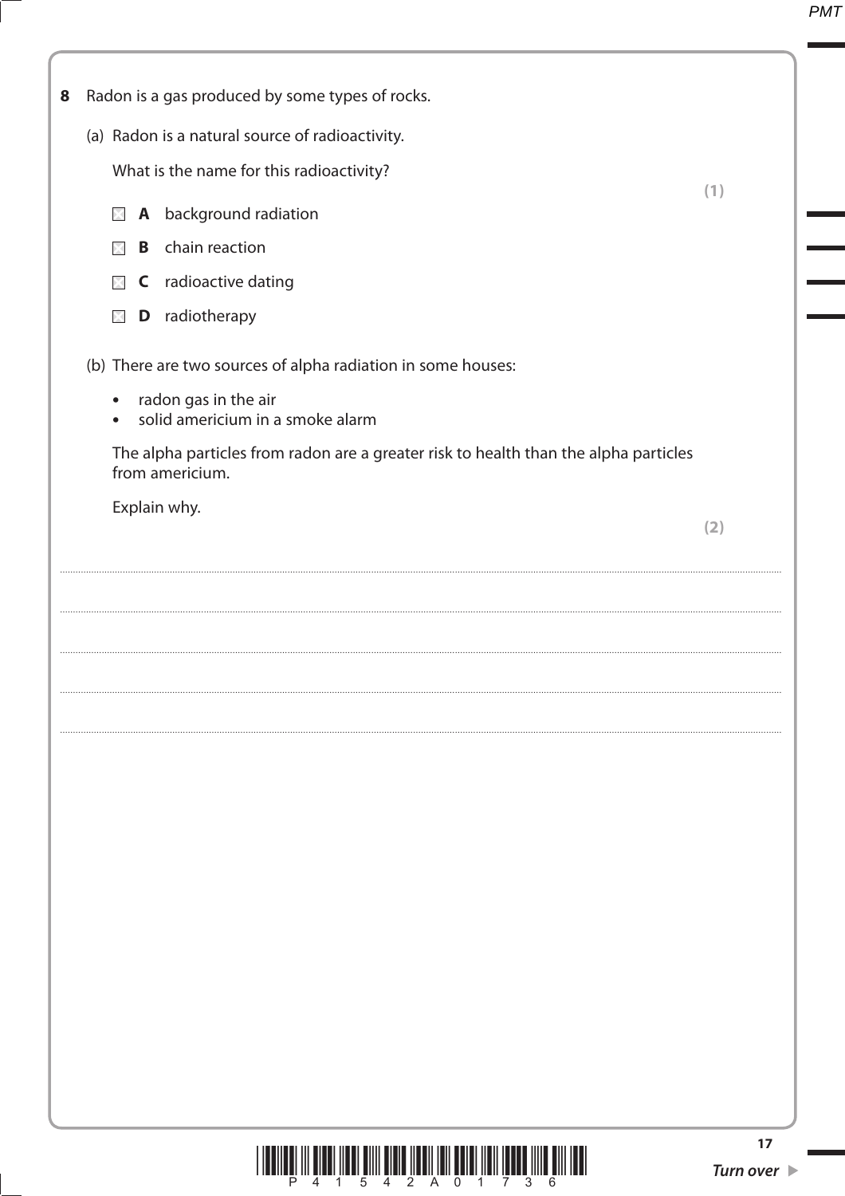**8** Radon is a gas produced by some types of rocks.

(a) Radon is a natural source of radioactivity.

What is the name for this radioactivity?

**(1)**

☒ **A** background radiation

☒ **B** chain reaction

☒ **C** radioactive dating

☒ **D** radiotherapy

(b) There are two sources of alpha radiation in some houses:

- radon gas in the air
- solid americium in a smoke alarm

The alpha particles from radon are a greater risk to health than the alpha particles from americium.

Explain why.

**(2)**

..............................................................................................................................................

..............................................................................................................................................

..............................................................................................................................................

..............................................................................................................................................

..............................................................................................................................................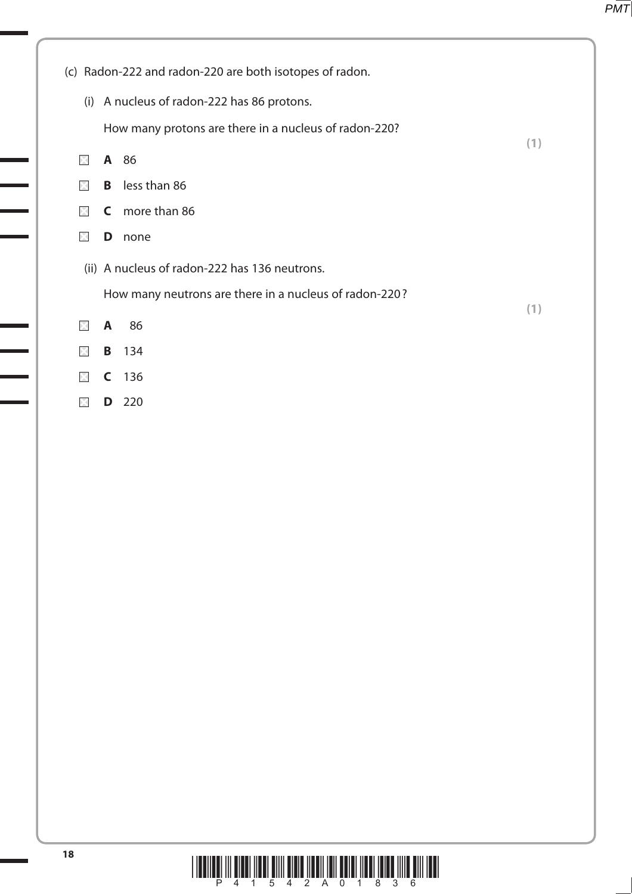(c) Radon-222 and radon-220 are both isotopes of radon.

(i) A nucleus of radon-222 has 86 protons.

How many protons are there in a nucleus of radon-220?

**(1)**

- **A** 86
- **B** less than 86
- **C** more than 86
- **D** none

(ii) A nucleus of radon-222 has 136 neutrons.

How many neutrons are there in a nucleus of radon-220?

**(1)**

- **A** 86
- **B** 134
- **C** 136
- **D** 220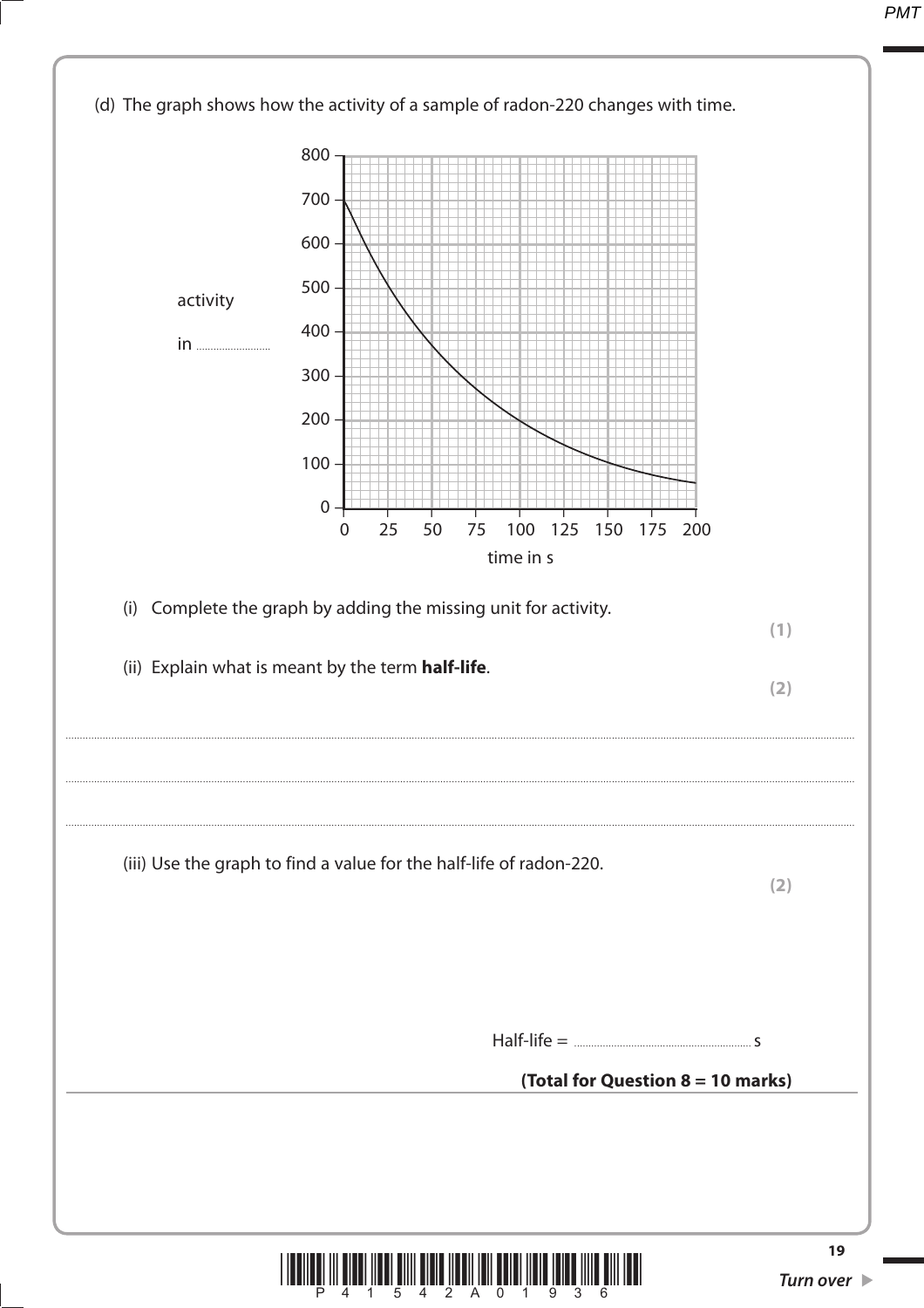(d) The graph shows how the activity of a sample of radon-220 changes with time.

activity

in ..........................

time in s

(i) Complete the graph by adding the missing unit for activity.

**(1)**

(ii) Explain what is meant by the term **half-life**.

**(2)**

..........................................................................................................................................................................................................

..........................................................................................................................................................................................................

..........................................................................................................................................................................................................

(iii) Use the graph to find a value for the half-life of radon-220.

**(2)**

Half-life = .............................................................. s

**(Total for Question 8 = 10 marks)**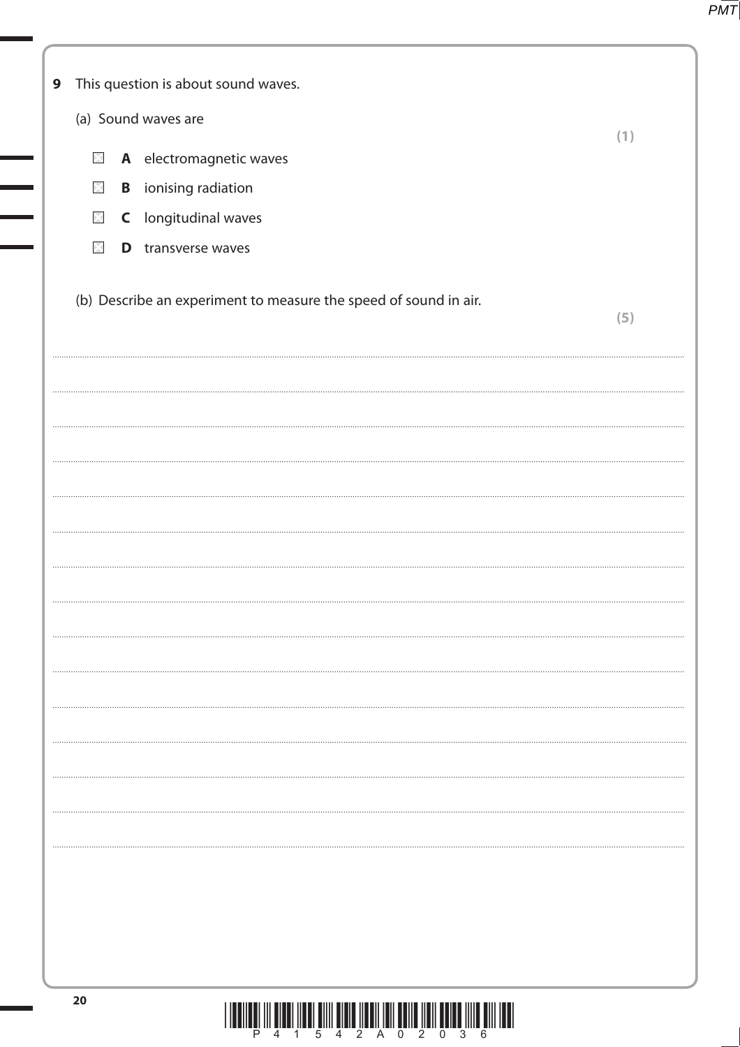**9** This question is about sound waves.

(a) Sound waves are **(1)**

- ☒ **A** electromagnetic waves
- ☒ **B** ionising radiation
- ☒ **C** longitudinal waves
- ☒ **D** transverse waves

(b) Describe an experiment to measure the speed of sound in air. **(5)**

.......................................................................................................................................................................................................

.......................................................................................................................................................................................................

.......................................................................................................................................................................................................

.......................................................................................................................................................................................................

.......................................................................................................................................................................................................

.......................................................................................................................................................................................................

.......................................................................................................................................................................................................

.......................................................................................................................................................................................................

.......................................................................................................................................................................................................

.......................................................................................................................................................................................................

.......................................................................................................................................................................................................

.......................................................................................................................................................................................................

.......................................................................................................................................................................................................

.......................................................................................................................................................................................................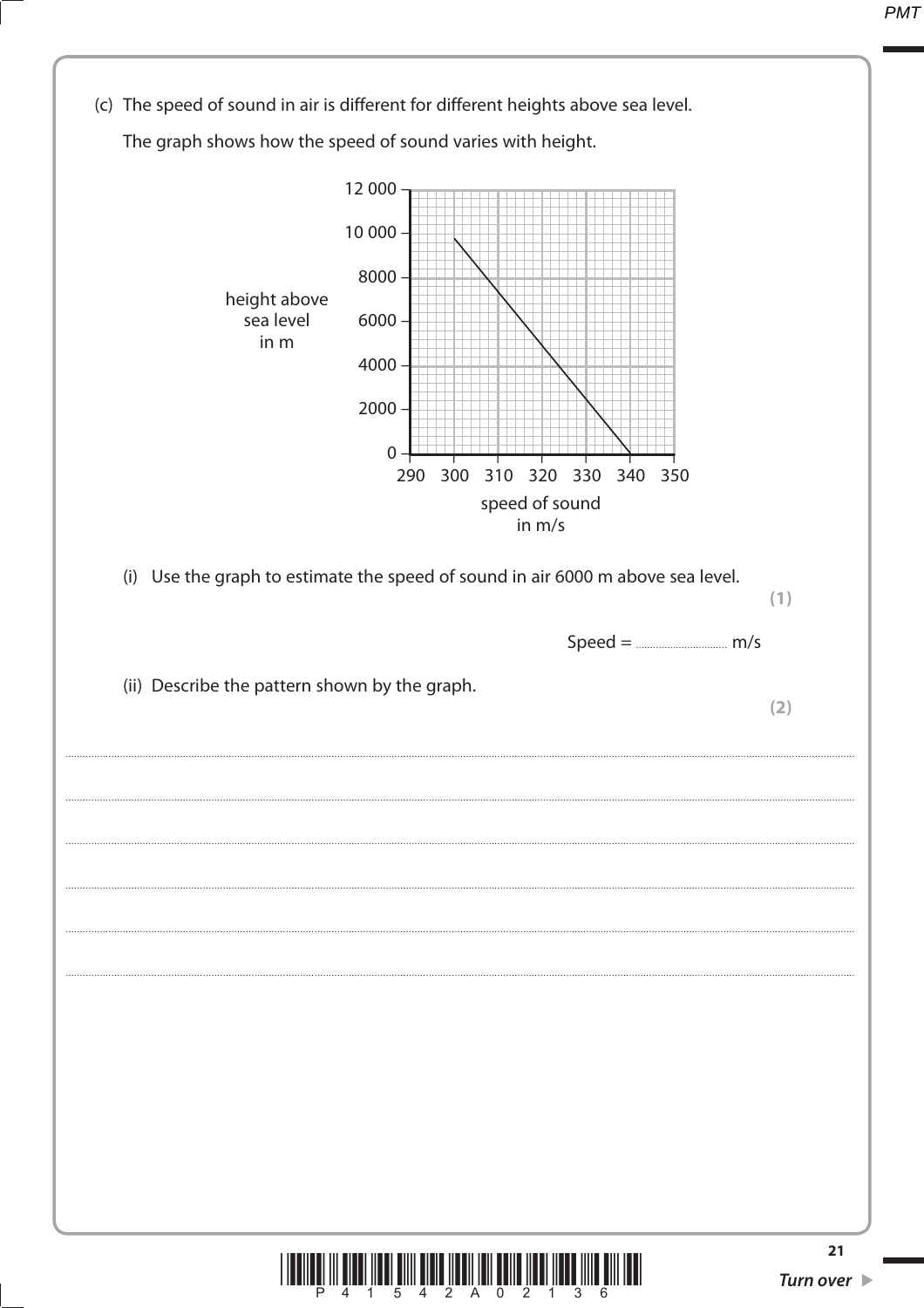(c) The speed of sound in air is different for different heights above sea level.

The graph shows how the speed of sound varies with height.

height above sea level in m

12 000
10 000
8000
6000
4000
2000
0

290 300 310 320 330 340 350

speed of sound in m/s

(i) Use the graph to estimate the speed of sound in air 6000 m above sea level.

**(1)**

Speed = .............................. m/s

(ii) Describe the pattern shown by the graph.

**(2)**

..............................................................................................................................................

..............................................................................................................................................

..............................................................................................................................................

..............................................................................................................................................

..............................................................................................................................................

..............................................................................................................................................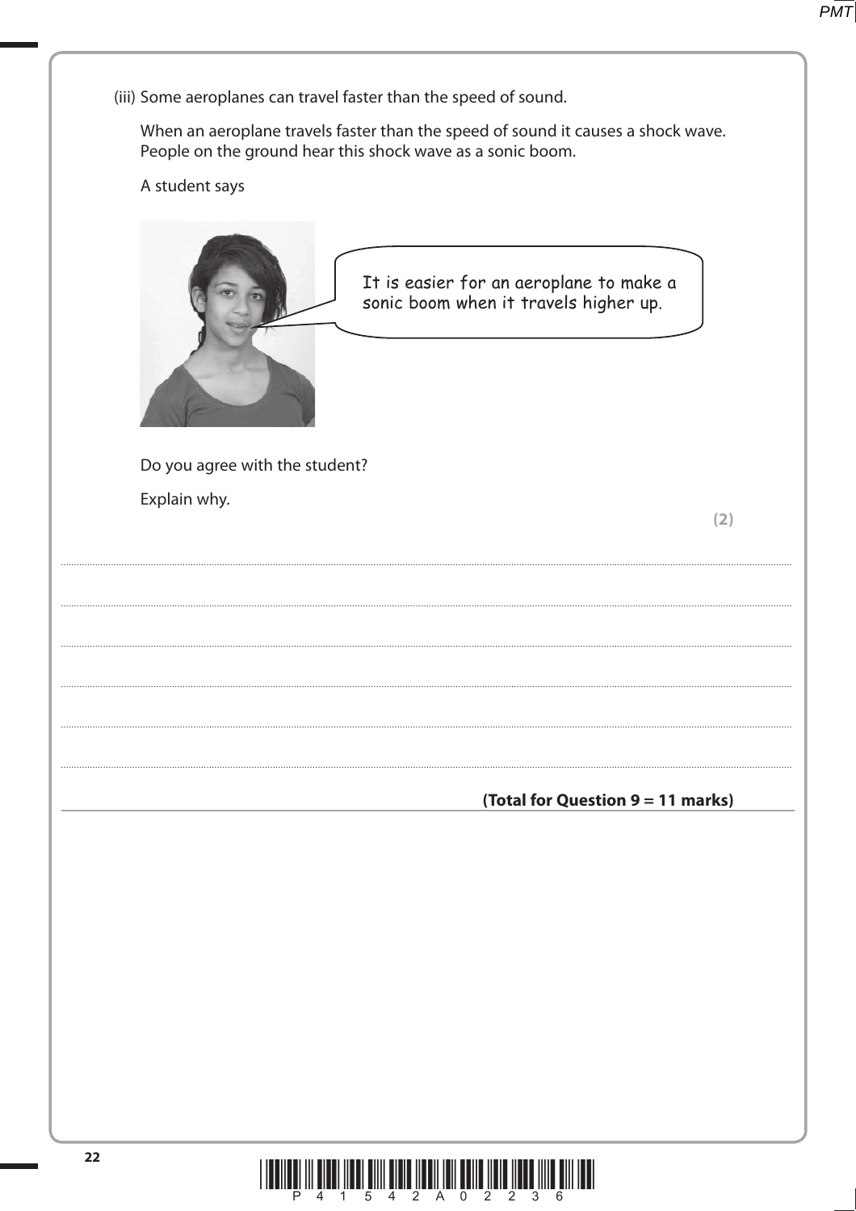(iii) Some aeroplanes can travel faster than the speed of sound.

When an aeroplane travels faster than the speed of sound it causes a shock wave. People on the ground hear this shock wave as a sonic boom.

A student says

> It is easier for an aeroplane to make a sonic boom when it travels higher up.

Do you agree with the student?

Explain why.

**(2)**

.......................................................................................................................................................................................................................

.......................................................................................................................................................................................................................

.......................................................................................................................................................................................................................

.......................................................................................................................................................................................................................

.......................................................................................................................................................................................................................

.......................................................................................................................................................................................................................

**(Total for Question 9 = 11 marks)**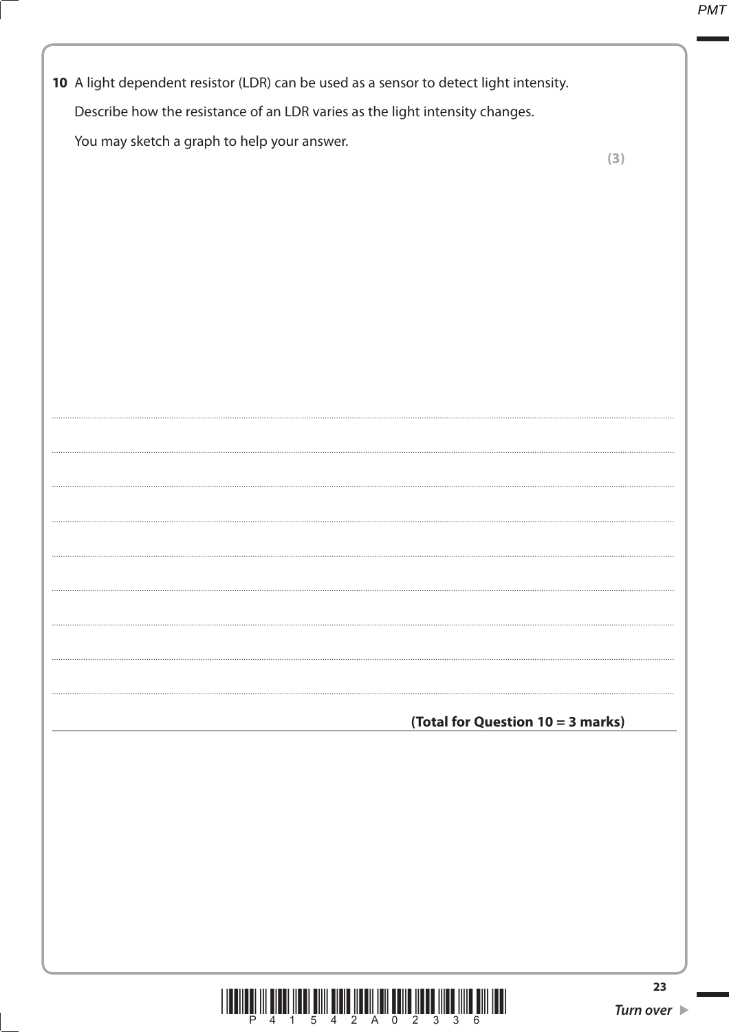**10** A light dependent resistor (LDR) can be used as a sensor to detect light intensity.

Describe how the resistance of an LDR varies as the light intensity changes.

You may sketch a graph to help your answer.

**(3)**

.......................................................................................................................................................................................

.......................................................................................................................................................................................

.......................................................................................................................................................................................

.......................................................................................................................................................................................

.......................................................................................................................................................................................

.......................................................................................................................................................................................

.......................................................................................................................................................................................

.......................................................................................................................................................................................

**(Total for Question 10 = 3 marks)**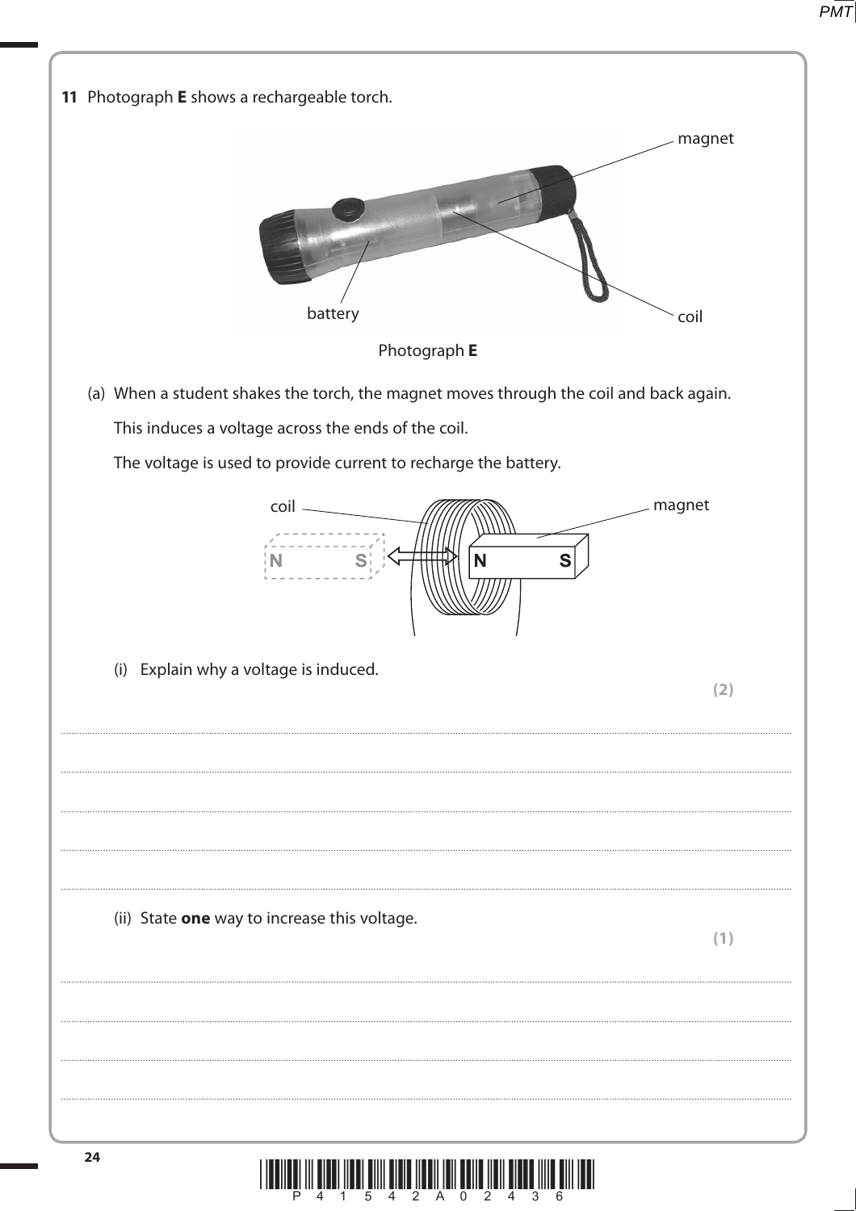**11** Photograph **E** shows a rechargeable torch.

magnet

battery

coil

Photograph **E**

(a) When a student shakes the torch, the magnet moves through the coil and back again.

This induces a voltage across the ends of the coil.

The voltage is used to provide current to recharge the battery.

coil

magnet

N S

N S

(i) Explain why a voltage is induced.

**(2)**

..............................................................................................................................................

..............................................................................................................................................

..............................................................................................................................................

..............................................................................................................................................

..............................................................................................................................................

(ii) State **one** way to increase this voltage.

**(1)**

..............................................................................................................................................

..............................................................................................................................................

..............................................................................................................................................

..............................................................................................................................................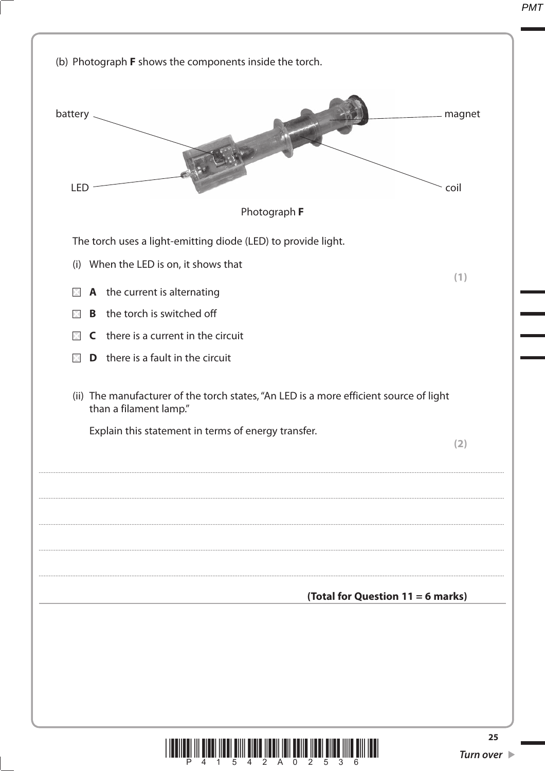(b) Photograph **F** shows the components inside the torch.

battery, magnet, LED, coil

Photograph **F**

The torch uses a light-emitting diode (LED) to provide light.

(i) When the LED is on, it shows that **(1)**

- ☒ **A** the current is alternating
- ☒ **B** the torch is switched off
- ☒ **C** there is a current in the circuit
- ☒ **D** there is a fault in the circuit

(ii) The manufacturer of the torch states, "An LED is a more efficient source of light than a filament lamp."

Explain this statement in terms of energy transfer. **(2)**

.......................................................................................................................................................

.......................................................................................................................................................

.......................................................................................................................................................

.......................................................................................................................................................

.......................................................................................................................................................

**(Total for Question 11 = 6 marks)**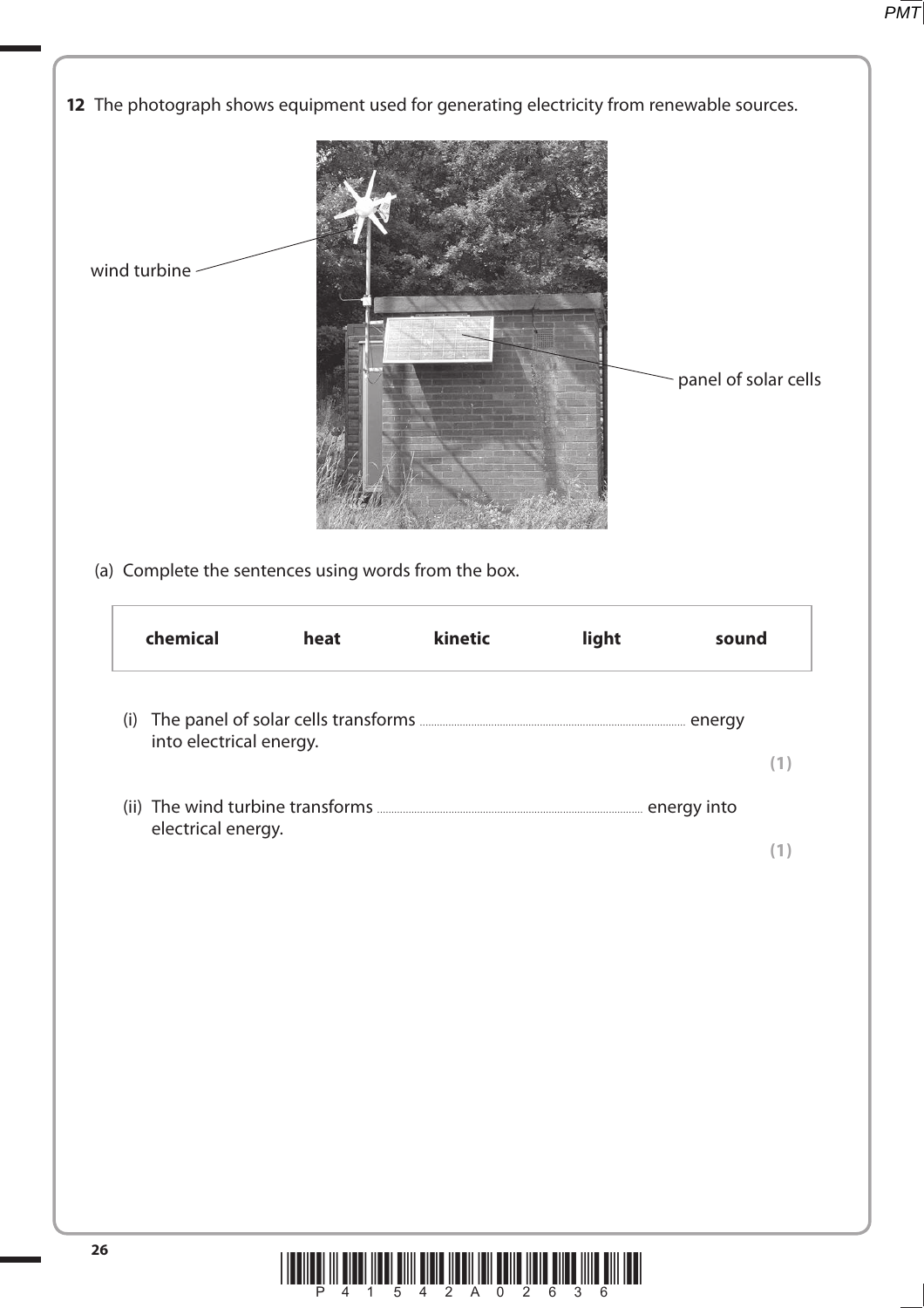**12** The photograph shows equipment used for generating electricity from renewable sources.

wind turbine

panel of solar cells

(a) Complete the sentences using words from the box.

| chemical | heat | kinetic | light | sound |
|---|---|---|---|---|

(i) The panel of solar cells transforms ........................................ energy into electrical energy.
**(1)**

(ii) The wind turbine transforms ........................................ energy into electrical energy.
**(1)**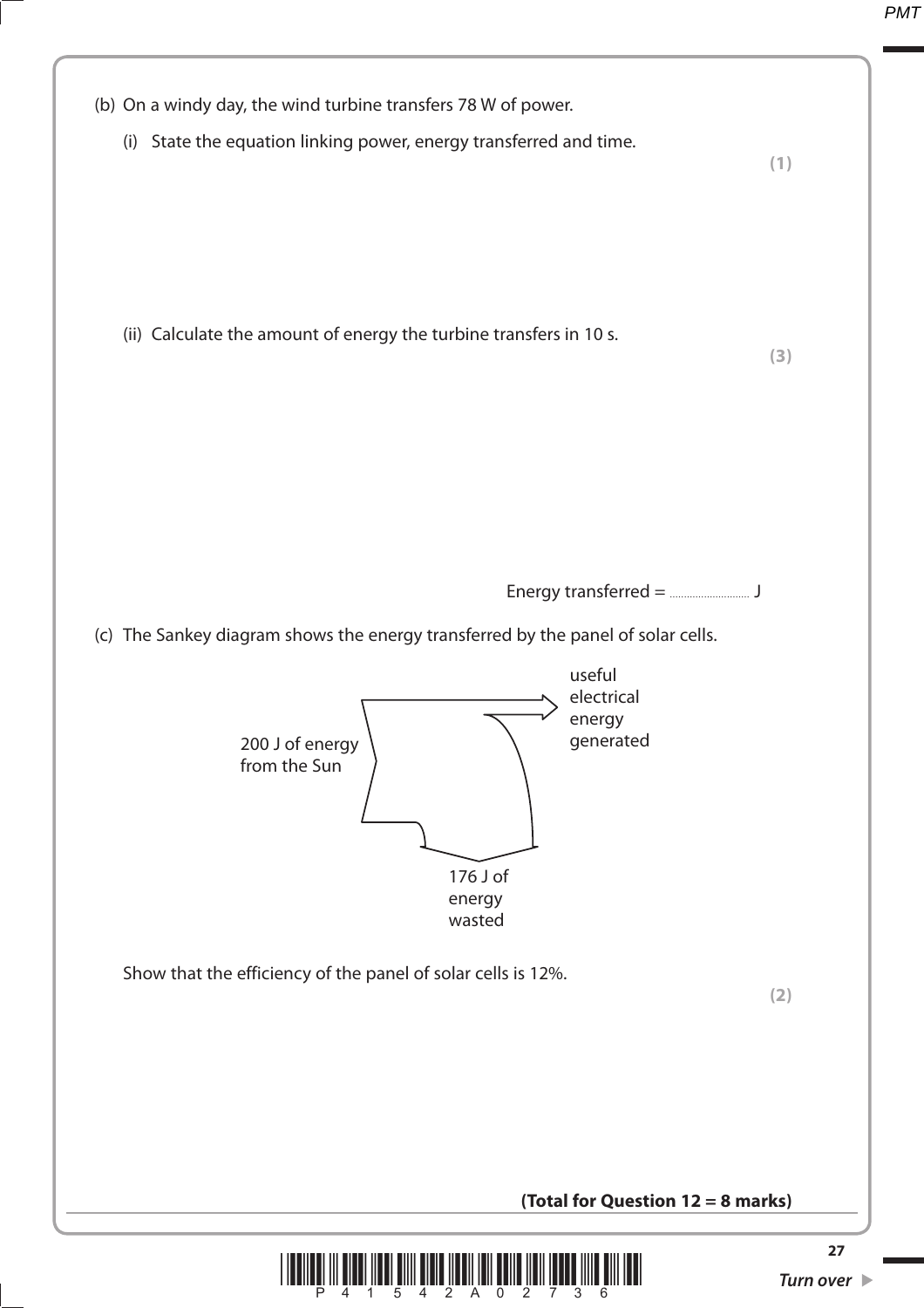(b) On a windy day, the wind turbine transfers 78 W of power.

(i) State the equation linking power, energy transferred and time.

**(1)**

(ii) Calculate the amount of energy the turbine transfers in 10 s.

**(3)**

Energy transferred = .......................... J

(c) The Sankey diagram shows the energy transferred by the panel of solar cells.

200 J of energy from the Sun

useful electrical energy generated

176 J of energy wasted

Show that the efficiency of the panel of solar cells is 12%.

**(2)**

**(Total for Question 12 = 8 marks)**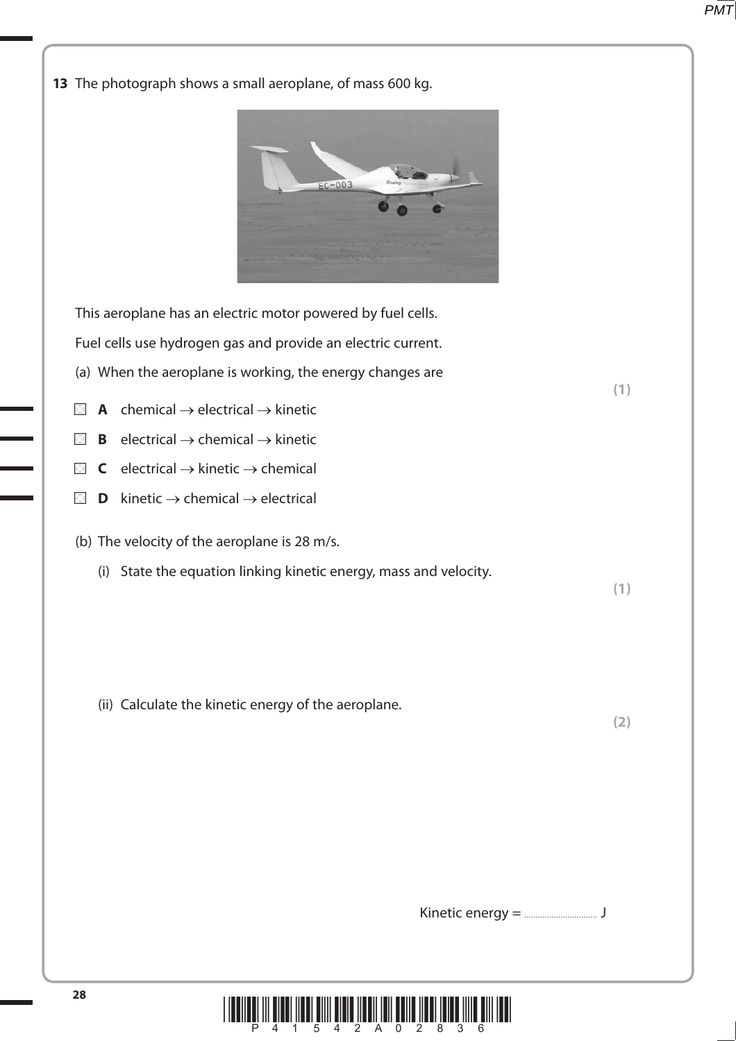**13** The photograph shows a small aeroplane, of mass 600 kg.

This aeroplane has an electric motor powered by fuel cells.

Fuel cells use hydrogen gas and provide an electric current.

(a) When the aeroplane is working, the energy changes are **(1)**

☒ **A** chemical → electrical → kinetic

☒ **B** electrical → chemical → kinetic

☒ **C** electrical → kinetic → chemical

☒ **D** kinetic → chemical → electrical

(b) The velocity of the aeroplane is 28 m/s.

(i) State the equation linking kinetic energy, mass and velocity. **(1)**

(ii) Calculate the kinetic energy of the aeroplane. **(2)**

Kinetic energy = .............................. J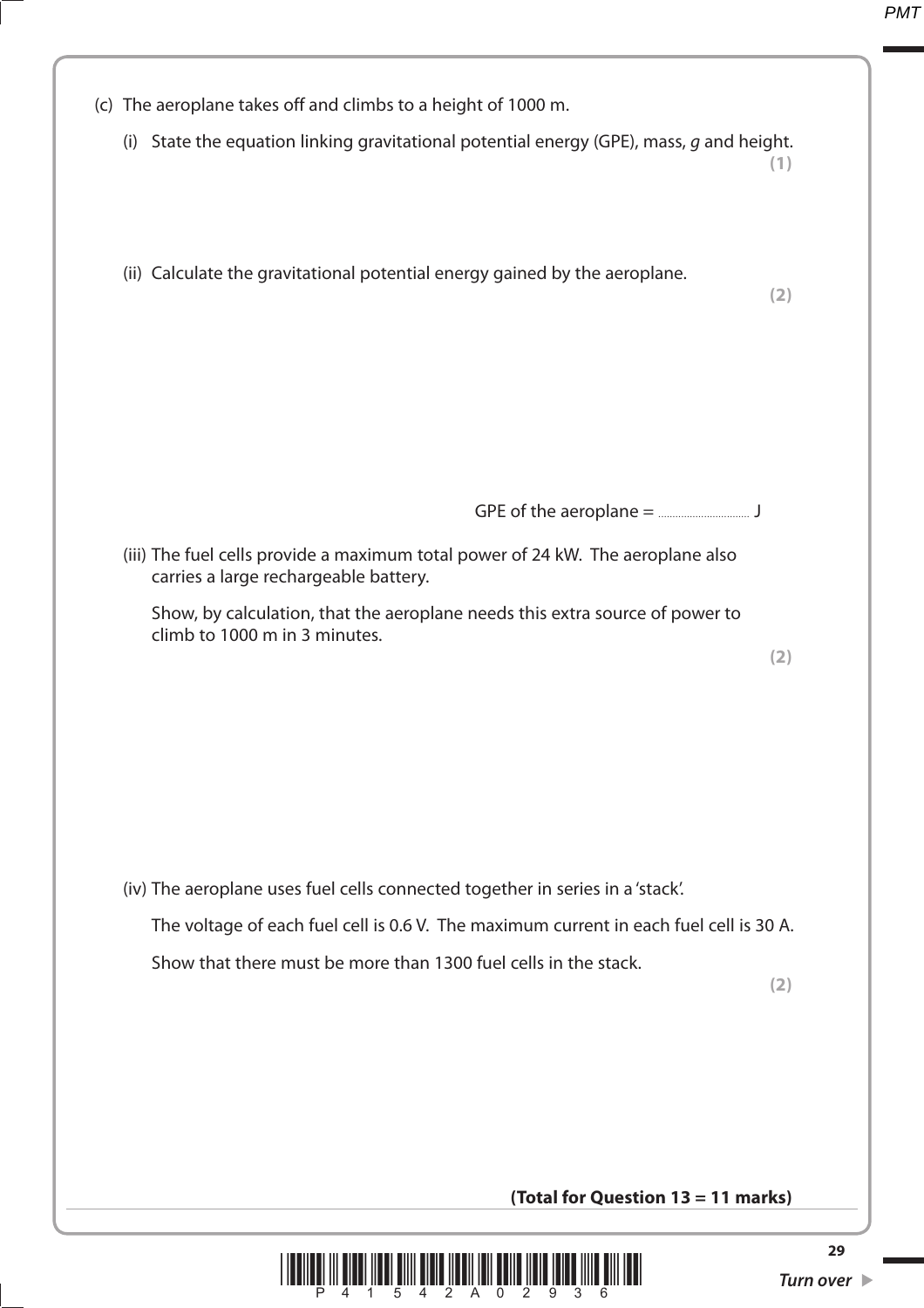(c) The aeroplane takes off and climbs to a height of 1000 m.

(i) State the equation linking gravitational potential energy (GPE), mass, $g$ and height. **(1)**

(ii) Calculate the gravitational potential energy gained by the aeroplane. **(2)**

GPE of the aeroplane = .............................. J

(iii) The fuel cells provide a maximum total power of 24 kW. The aeroplane also carries a large rechargeable battery.

Show, by calculation, that the aeroplane needs this extra source of power to climb to 1000 m in 3 minutes. **(2)**

(iv) The aeroplane uses fuel cells connected together in series in a 'stack'.

The voltage of each fuel cell is 0.6 V. The maximum current in each fuel cell is 30 A.

Show that there must be more than 1300 fuel cells in the stack. **(2)**

**(Total for Question 13 = 11 marks)**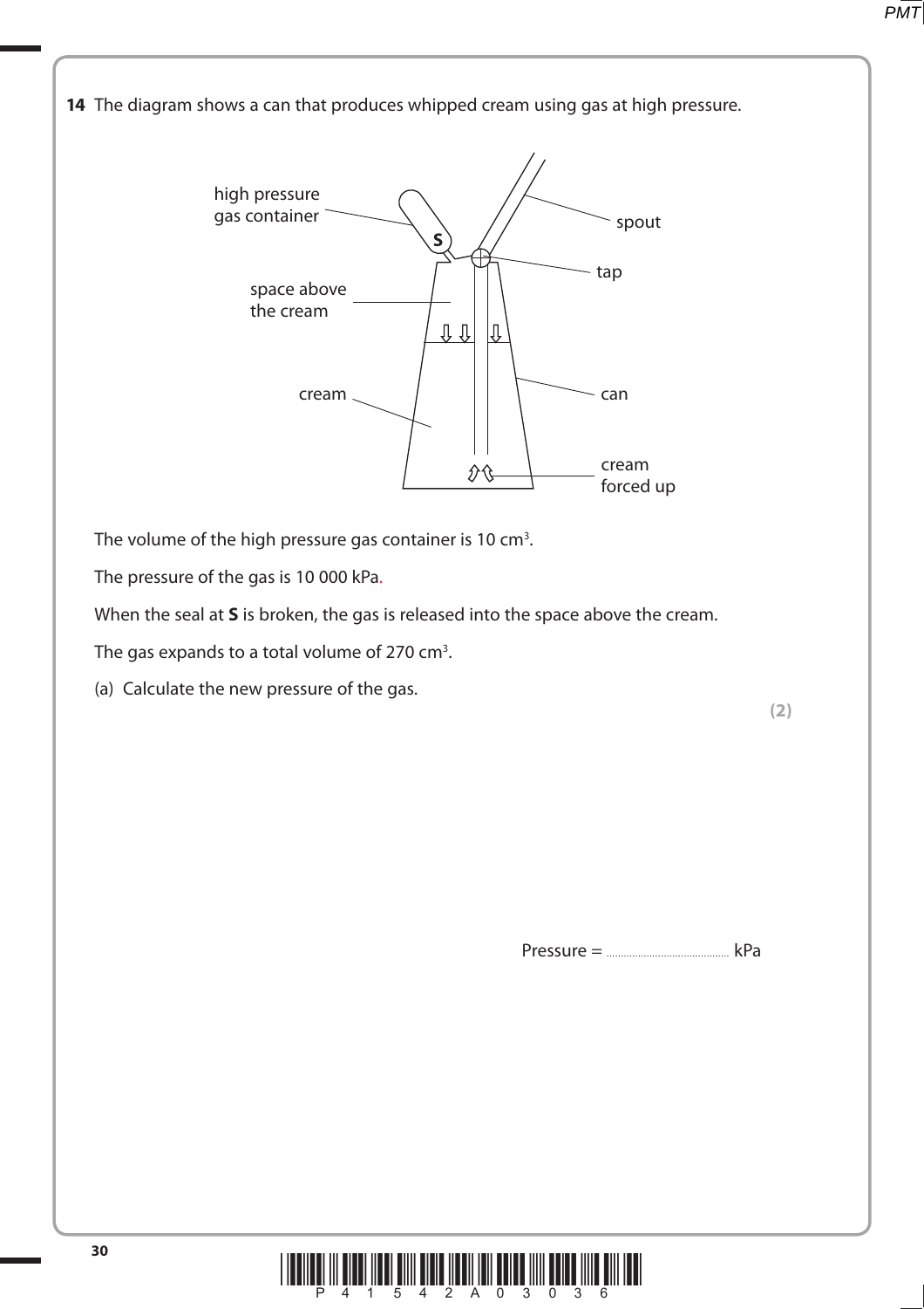**14** The diagram shows a can that produces whipped cream using gas at high pressure.

high pressure gas container

spout

tap

space above the cream

cream

can

cream forced up

The volume of the high pressure gas container is 10 $cm^3$.

The pressure of the gas is 10 000 kPa.

When the seal at **S** is broken, the gas is released into the space above the cream.

The gas expands to a total volume of 270 $cm^3$.

(a) Calculate the new pressure of the gas.

**(2)**

Pressure = .......................................... kPa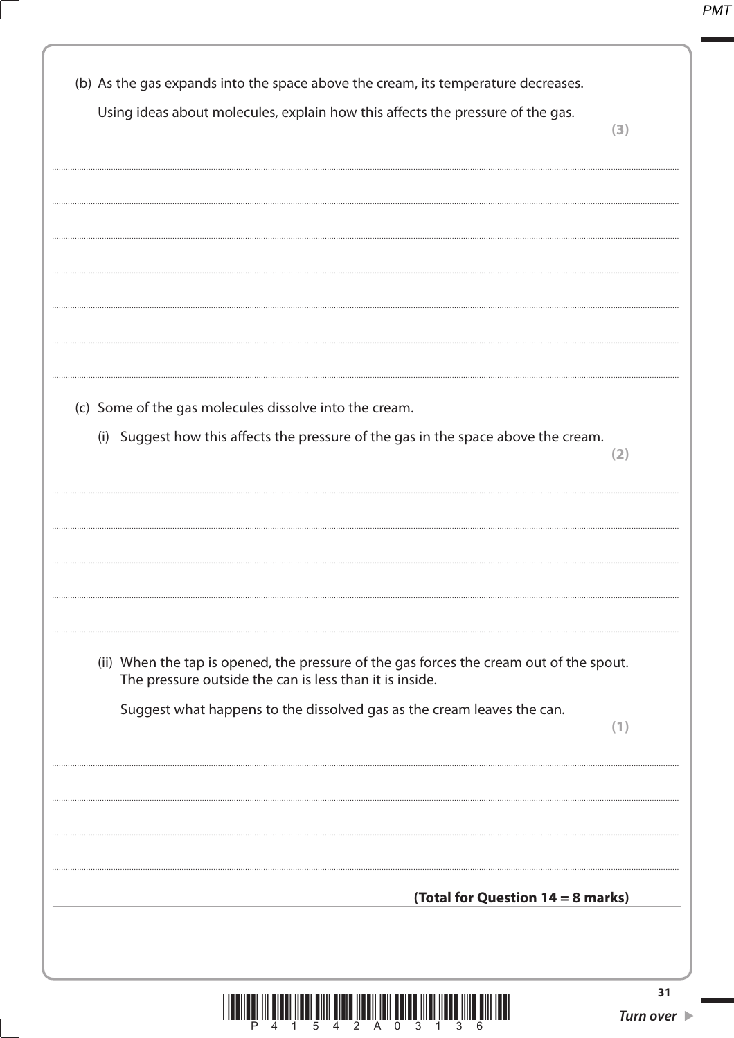(b) As the gas expands into the space above the cream, its temperature decreases.

Using ideas about molecules, explain how this affects the pressure of the gas.

**(3)**

(c) Some of the gas molecules dissolve into the cream.

(i) Suggest how this affects the pressure of the gas in the space above the cream.

**(2)**

(ii) When the tap is opened, the pressure of the gas forces the cream out of the spout. The pressure outside the can is less than it is inside.

Suggest what happens to the dissolved gas as the cream leaves the can.

**(1)**

**(Total for Question 14 = 8 marks)**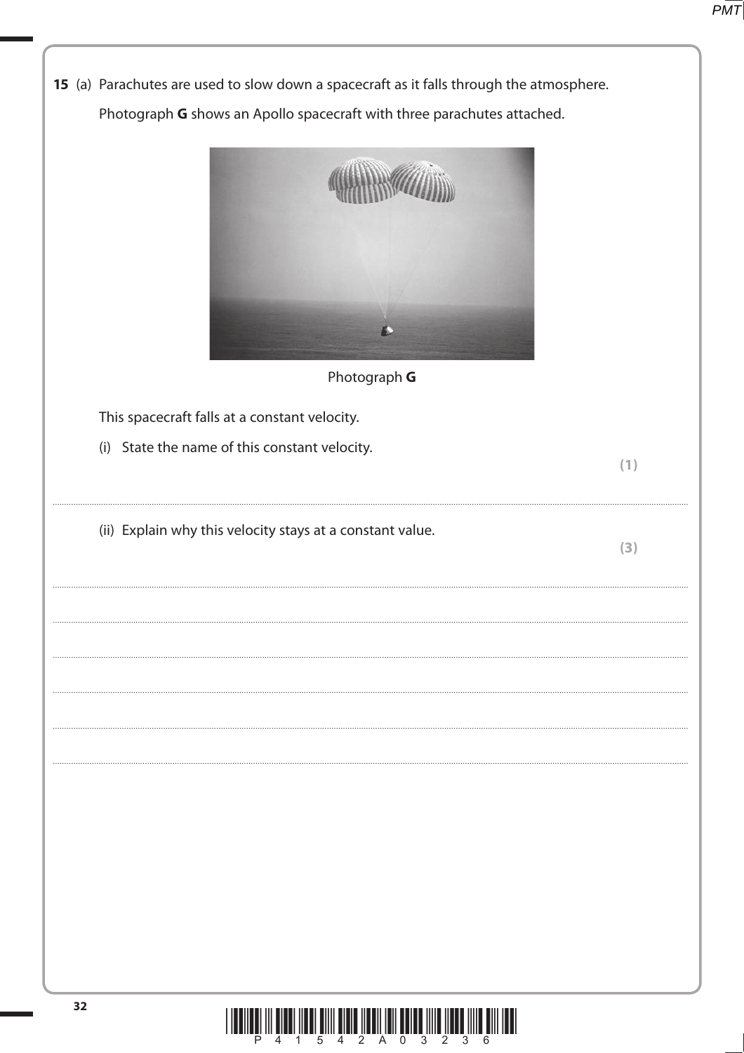**15** (a) Parachutes are used to slow down a spacecraft as it falls through the atmosphere.

Photograph **G** shows an Apollo spacecraft with three parachutes attached.

Photograph **G**

This spacecraft falls at a constant velocity.

(i) State the name of this constant velocity.

**(1)**

..........................................................................................................................................................................................................

(ii) Explain why this velocity stays at a constant value.

**(3)**

..........................................................................................................................................................................................................

..........................................................................................................................................................................................................

..........................................................................................................................................................................................................

..........................................................................................................................................................................................................

..........................................................................................................................................................................................................

..........................................................................................................................................................................................................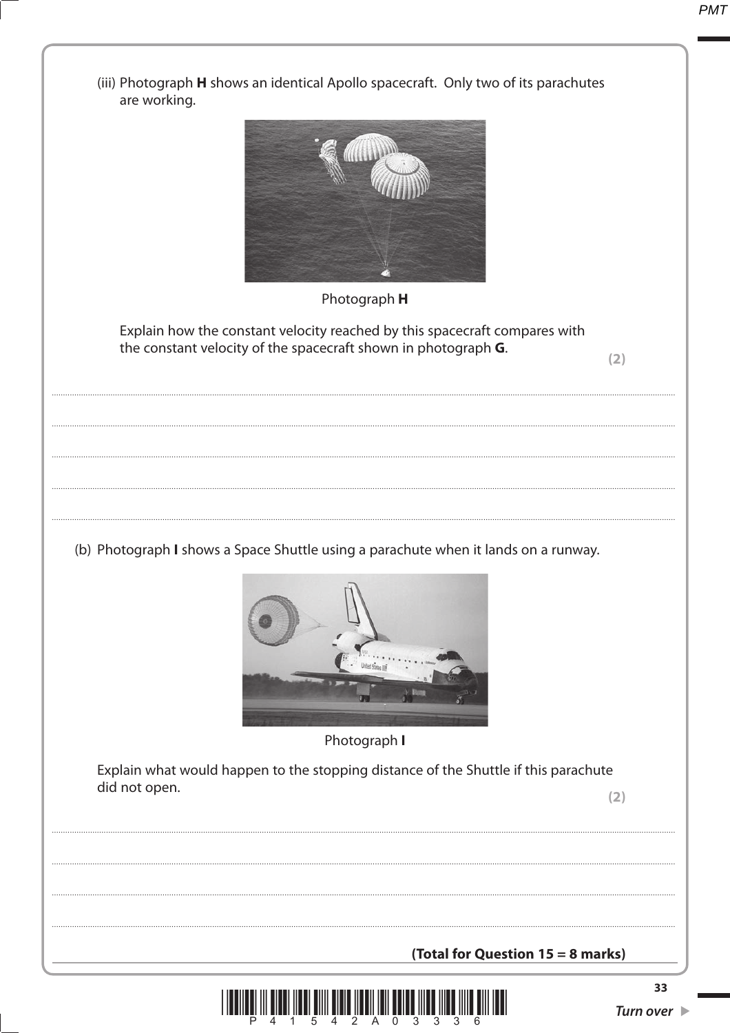(iii) Photograph **H** shows an identical Apollo spacecraft. Only two of its parachutes are working.

Photograph **H**

Explain how the constant velocity reached by this spacecraft compares with the constant velocity of the spacecraft shown in photograph **G**.

**(2)**

.......................................................................................................................................................................................

.......................................................................................................................................................................................

.......................................................................................................................................................................................

.......................................................................................................................................................................................

.......................................................................................................................................................................................

(b) Photograph **I** shows a Space Shuttle using a parachute when it lands on a runway.

Photograph **I**

Explain what would happen to the stopping distance of the Shuttle if this parachute did not open.

**(2)**

.......................................................................................................................................................................................

.......................................................................................................................................................................................

.......................................................................................................................................................................................

.......................................................................................................................................................................................

**(Total for Question 15 = 8 marks)**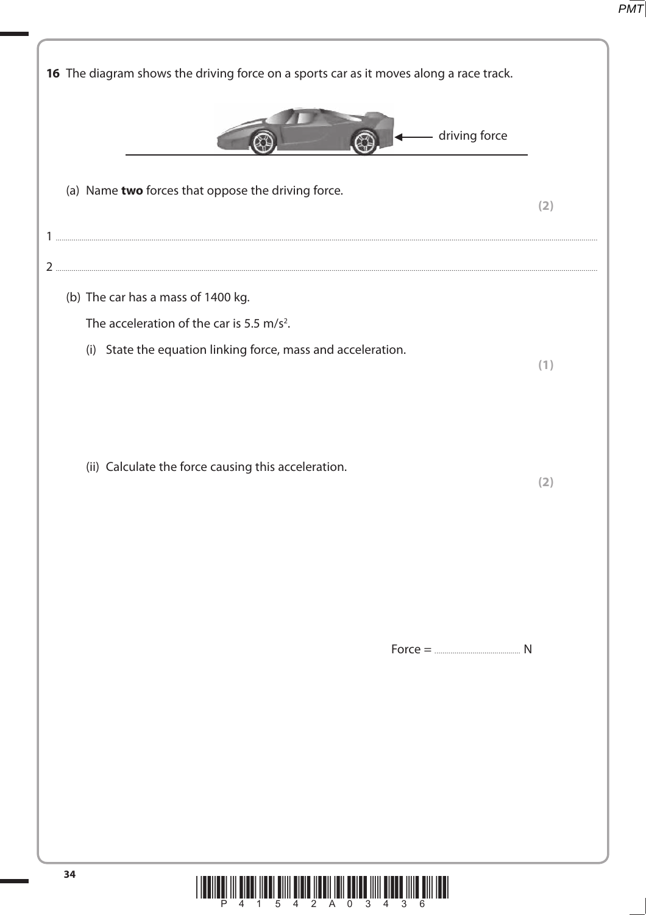**16** The diagram shows the driving force on a sports car as it moves along a race track.

driving force

(a) Name **two** forces that oppose the driving force.

**(2)**

1 ..............................................................................................................................................

2 ..............................................................................................................................................

(b) The car has a mass of 1400 kg.

The acceleration of the car is 5.5 $m/s^2$.

(i) State the equation linking force, mass and acceleration.

**(1)**

(ii) Calculate the force causing this acceleration.

**(2)**

Force = ............................................ N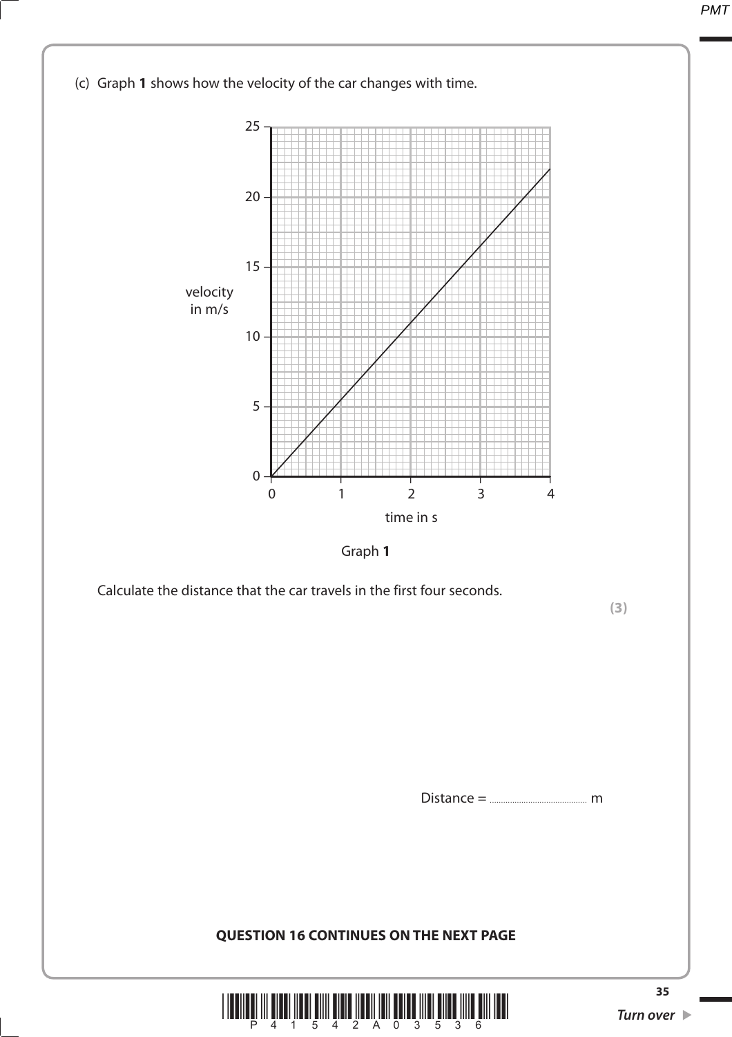(c) Graph **1** shows how the velocity of the car changes with time.

Graph **1**

Calculate the distance that the car travels in the first four seconds.

**(3)**

Distance = .......................................... m

**QUESTION 16 CONTINUES ON THE NEXT PAGE**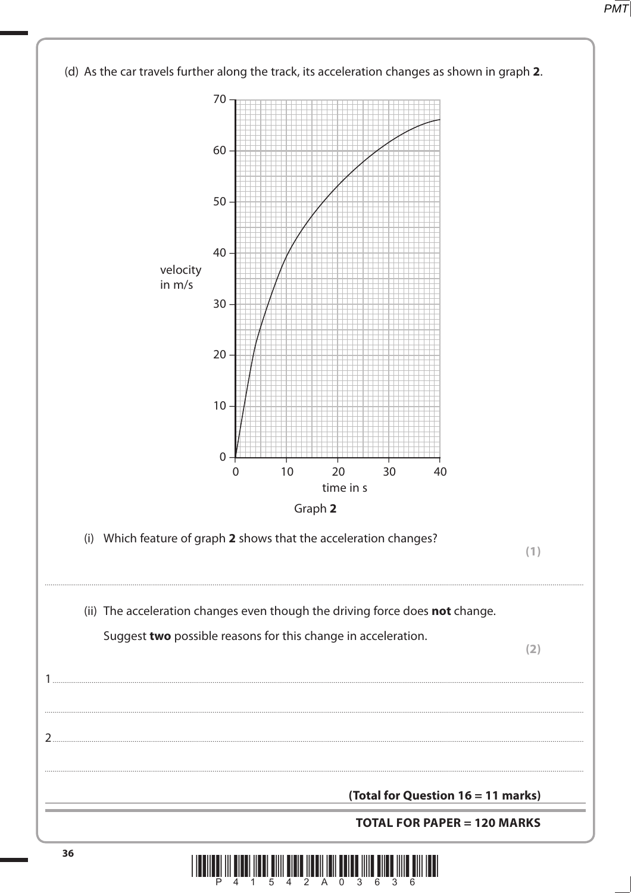(d) As the car travels further along the track, its acceleration changes as shown in graph **2**.

velocity in m/s

70
60
50
40
30
20
10
0

0 10 20 30 40

time in s

Graph **2**

(i) Which feature of graph **2** shows that the acceleration changes?

**(1)**

..........................................................................................................................................................................................................

(ii) The acceleration changes even though the driving force does **not** change.

Suggest **two** possible reasons for this change in acceleration.

**(2)**

1..........................................................................................................................................................................................................

..........................................................................................................................................................................................................

2..........................................................................................................................................................................................................

..........................................................................................................................................................................................................

**(Total for Question 16 = 11 marks)**

**TOTAL FOR PAPER = 120 MARKS**